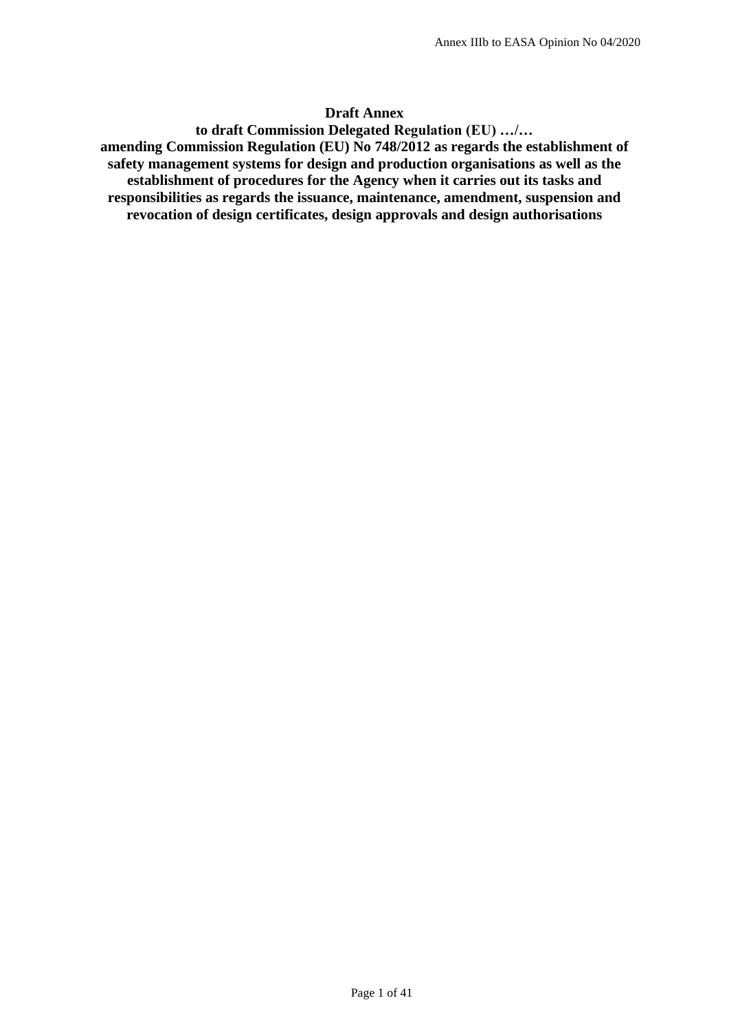**Draft Annex**

**to draft Commission Delegated Regulation (EU) …/…**

**amending Commission Regulation (EU) No 748/2012 as regards the establishment of safety management systems for design and production organisations as well as the establishment of procedures for the Agency when it carries out its tasks and responsibilities as regards the issuance, maintenance, amendment, suspension and revocation of design certificates, design approvals and design authorisations**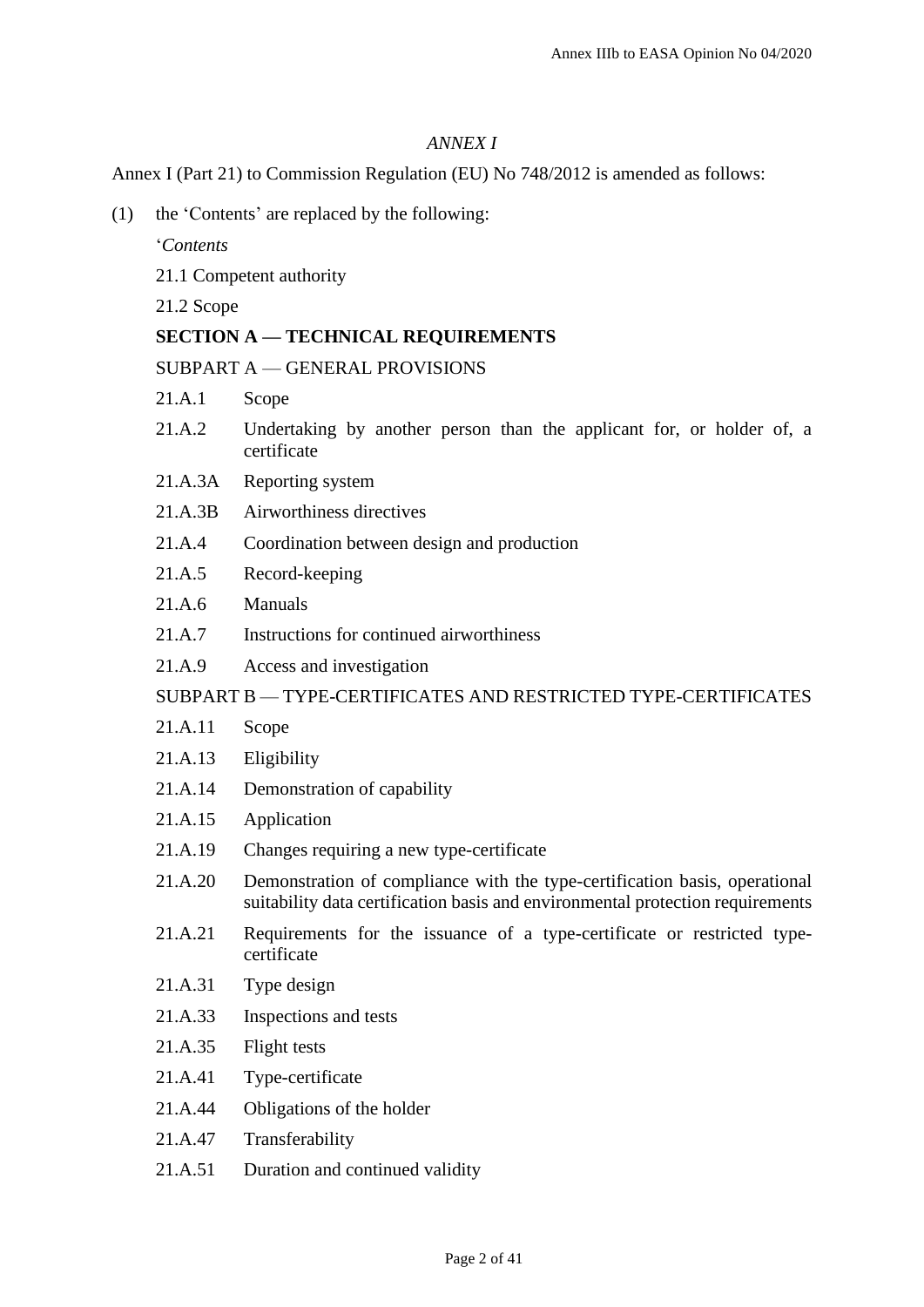*ANNEX I*

Annex I (Part 21) to Commission Regulation (EU) No 748/2012 is amended as follows:

(1) the 'Contents' are replaced by the following:

'*Contents*

21.1 Competent authority

21.2 Scope

**SECTION A — TECHNICAL REQUIREMENTS**

SUBPART A — GENERAL PROVISIONS

21.A.1 Scope

21.A.2 Undertaking by another person than the applicant for, or holder of, a certificate

21.A.3A Reporting system

21.A.3B Airworthiness directives

21.A.4 Coordination between design and production

21.A.5 Record-keeping

21.A.6 Manuals

21.A.7 Instructions for continued airworthiness

21.A.9 Access and investigation

SUBPART B — TYPE-CERTIFICATES AND RESTRICTED TYPE-CERTIFICATES

21.A.11 Scope

21.A.13 Eligibility

21.A.14 Demonstration of capability

21.A.15 Application

21.A.19 Changes requiring a new type-certificate

21.A.20 Demonstration of compliance with the type-certification basis, operational suitability data certification basis and environmental protection requirements

21.A.21 Requirements for the issuance of a type-certificate or restricted type-certificate

21.A.31 Type design

21.A.33 Inspections and tests

21.A.35 Flight tests

21.A.41 Type-certificate

21.A.44 Obligations of the holder

21.A.47 Transferability

21.A.51 Duration and continued validity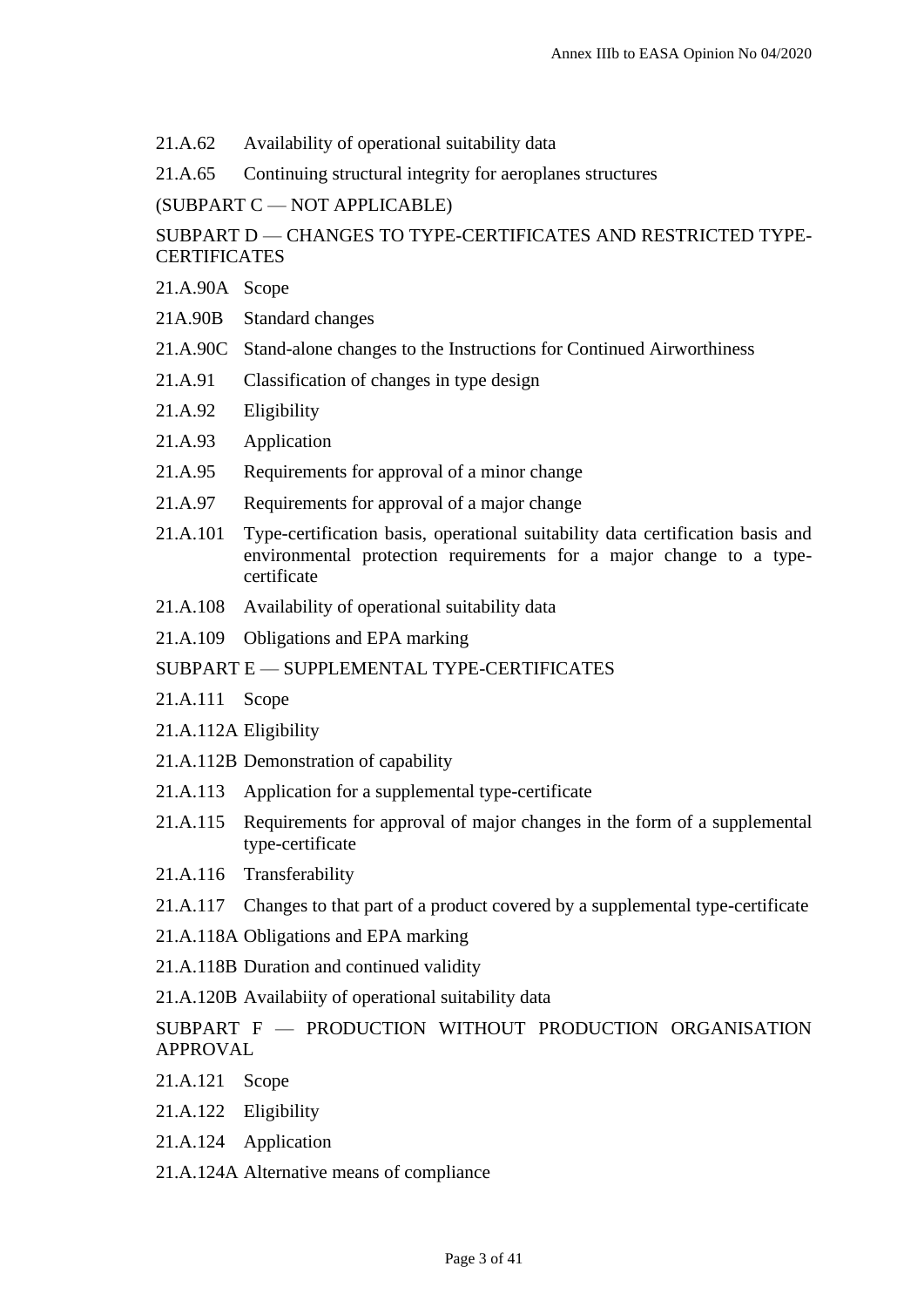21.A.62 Availability of operational suitability data

21.A.65 Continuing structural integrity for aeroplanes structures

(SUBPART C — NOT APPLICABLE)

SUBPART D — CHANGES TO TYPE-CERTIFICATES AND RESTRICTED TYPE-CERTIFICATES

21.A.90A Scope

21A.90B Standard changes

21.A.90C Stand-alone changes to the Instructions for Continued Airworthiness

21.A.91 Classification of changes in type design

21.A.92 Eligibility

21.A.93 Application

21.A.95 Requirements for approval of a minor change

21.A.97 Requirements for approval of a major change

21.A.101 Type-certification basis, operational suitability data certification basis and environmental protection requirements for a major change to a type-certificate

21.A.108 Availability of operational suitability data

21.A.109 Obligations and EPA marking

SUBPART E — SUPPLEMENTAL TYPE-CERTIFICATES

21.A.111 Scope

21.A.112A Eligibility

21.A.112B Demonstration of capability

21.A.113 Application for a supplemental type-certificate

21.A.115 Requirements for approval of major changes in the form of a supplemental type-certificate

21.A.116 Transferability

21.A.117 Changes to that part of a product covered by a supplemental type-certificate

21.A.118A Obligations and EPA marking

21.A.118B Duration and continued validity

21.A.120B Availabiity of operational suitability data

SUBPART F — PRODUCTION WITHOUT PRODUCTION ORGANISATION APPROVAL

21.A.121 Scope

21.A.122 Eligibility

21.A.124 Application

21.A.124A Alternative means of compliance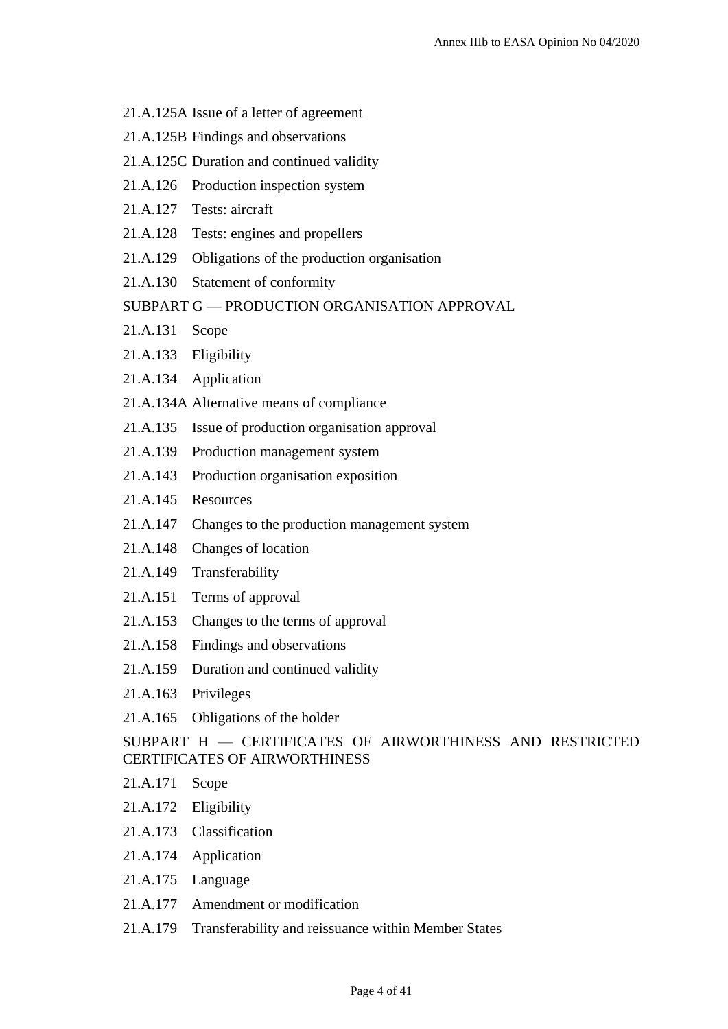21.A.125A Issue of a letter of agreement

21.A.125B Findings and observations

21.A.125C Duration and continued validity

21.A.126 Production inspection system

21.A.127 Tests: aircraft

21.A.128 Tests: engines and propellers

21.A.129 Obligations of the production organisation

21.A.130 Statement of conformity

SUBPART G — PRODUCTION ORGANISATION APPROVAL

21.A.131 Scope

21.A.133 Eligibility

21.A.134 Application

21.A.134A Alternative means of compliance

21.A.135 Issue of production organisation approval

21.A.139 Production management system

21.A.143 Production organisation exposition

21.A.145 Resources

21.A.147 Changes to the production management system

21.A.148 Changes of location

21.A.149 Transferability

21.A.151 Terms of approval

21.A.153 Changes to the terms of approval

21.A.158 Findings and observations

21.A.159 Duration and continued validity

21.A.163 Privileges

21.A.165 Obligations of the holder

SUBPART H — CERTIFICATES OF AIRWORTHINESS AND RESTRICTED CERTIFICATES OF AIRWORTHINESS

21.A.171 Scope

21.A.172 Eligibility

21.A.173 Classification

21.A.174 Application

21.A.175 Language

21.A.177 Amendment or modification

21.A.179 Transferability and reissuance within Member States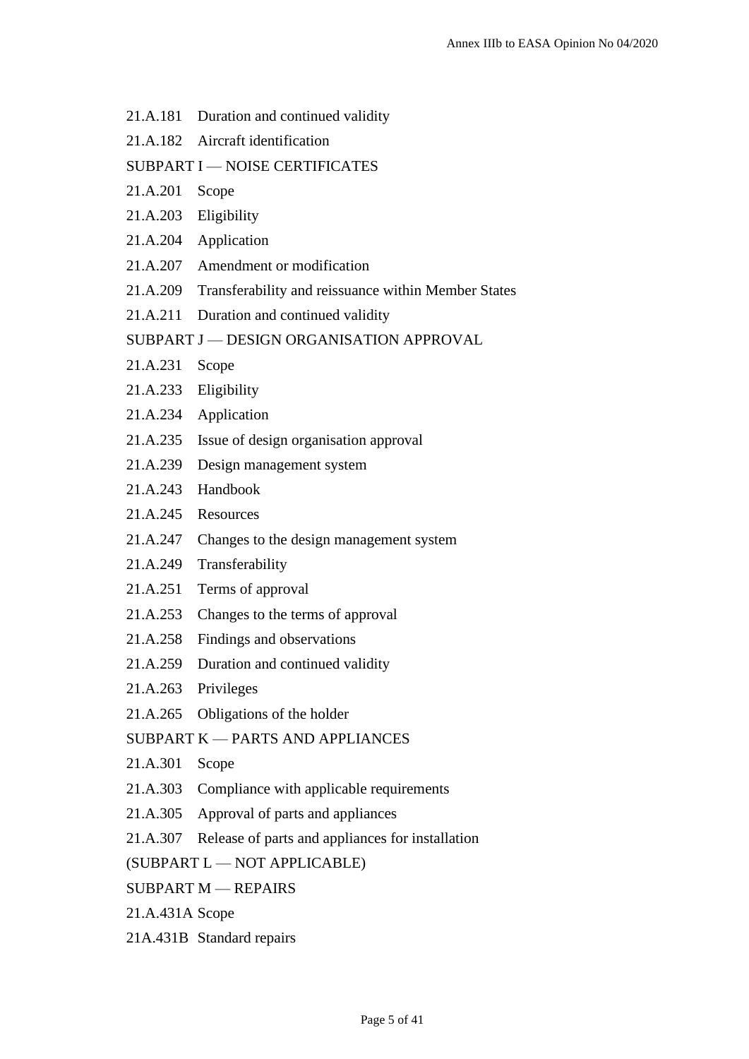21.A.181 Duration and continued validity

21.A.182 Aircraft identification

SUBPART I — NOISE CERTIFICATES

21.A.201 Scope

21.A.203 Eligibility

21.A.204 Application

21.A.207 Amendment or modification

21.A.209 Transferability and reissuance within Member States

21.A.211 Duration and continued validity

SUBPART J — DESIGN ORGANISATION APPROVAL

21.A.231 Scope

21.A.233 Eligibility

21.A.234 Application

21.A.235 Issue of design organisation approval

21.A.239 Design management system

21.A.243 Handbook

21.A.245 Resources

21.A.247 Changes to the design management system

21.A.249 Transferability

21.A.251 Terms of approval

21.A.253 Changes to the terms of approval

21.A.258 Findings and observations

21.A.259 Duration and continued validity

21.A.263 Privileges

21.A.265 Obligations of the holder

SUBPART K — PARTS AND APPLIANCES

21.A.301 Scope

21.A.303 Compliance with applicable requirements

21.A.305 Approval of parts and appliances

21.A.307 Release of parts and appliances for installation

(SUBPART L — NOT APPLICABLE)

SUBPART M — REPAIRS

21.A.431A Scope

21A.431B Standard repairs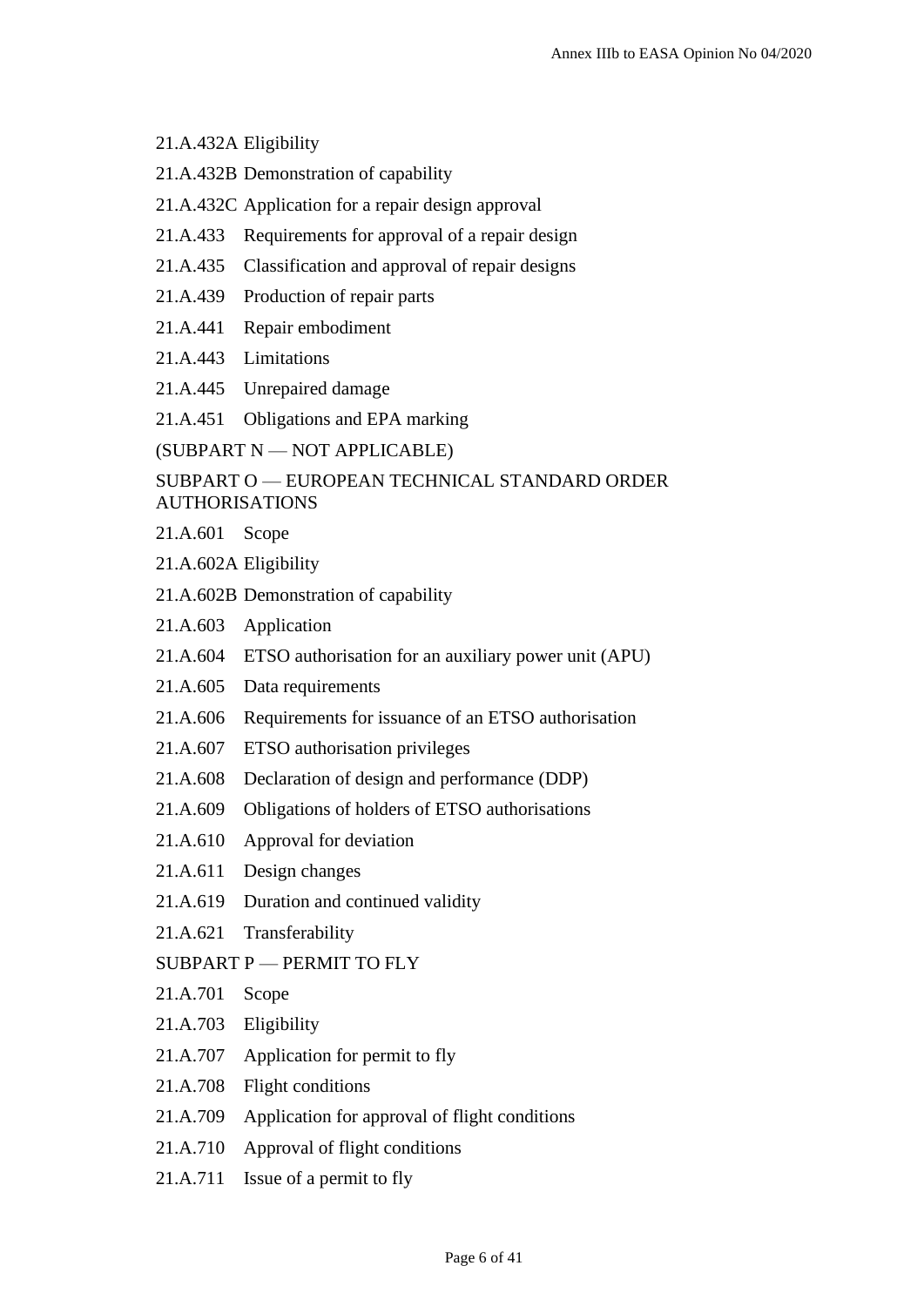21.A.432A Eligibility

21.A.432B Demonstration of capability

21.A.432C Application for a repair design approval

21.A.433 Requirements for approval of a repair design

21.A.435 Classification and approval of repair designs

21.A.439 Production of repair parts

21.A.441 Repair embodiment

21.A.443 Limitations

21.A.445 Unrepaired damage

21.A.451 Obligations and EPA marking

(SUBPART N — NOT APPLICABLE)

SUBPART O — EUROPEAN TECHNICAL STANDARD ORDER AUTHORISATIONS

21.A.601 Scope

21.A.602A Eligibility

21.A.602B Demonstration of capability

21.A.603 Application

21.A.604 ETSO authorisation for an auxiliary power unit (APU)

21.A.605 Data requirements

21.A.606 Requirements for issuance of an ETSO authorisation

21.A.607 ETSO authorisation privileges

21.A.608 Declaration of design and performance (DDP)

21.A.609 Obligations of holders of ETSO authorisations

21.A.610 Approval for deviation

21.A.611 Design changes

21.A.619 Duration and continued validity

21.A.621 Transferability

SUBPART P — PERMIT TO FLY

21.A.701 Scope

21.A.703 Eligibility

21.A.707 Application for permit to fly

21.A.708 Flight conditions

21.A.709 Application for approval of flight conditions

21.A.710 Approval of flight conditions

21.A.711 Issue of a permit to fly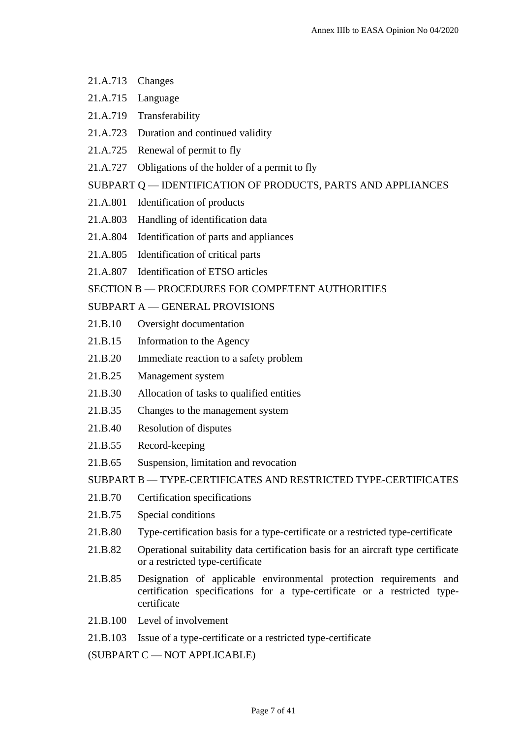21.A.713 Changes

21.A.715 Language

21.A.719 Transferability

21.A.723 Duration and continued validity

21.A.725 Renewal of permit to fly

21.A.727 Obligations of the holder of a permit to fly

SUBPART Q — IDENTIFICATION OF PRODUCTS, PARTS AND APPLIANCES

21.A.801 Identification of products

21.A.803 Handling of identification data

21.A.804 Identification of parts and appliances

21.A.805 Identification of critical parts

21.A.807 Identification of ETSO articles

SECTION B — PROCEDURES FOR COMPETENT AUTHORITIES

SUBPART A — GENERAL PROVISIONS

21.B.10 Oversight documentation

21.B.15 Information to the Agency

21.B.20 Immediate reaction to a safety problem

21.B.25 Management system

21.B.30 Allocation of tasks to qualified entities

21.B.35 Changes to the management system

21.B.40 Resolution of disputes

21.B.55 Record-keeping

21.B.65 Suspension, limitation and revocation

SUBPART B — TYPE-CERTIFICATES AND RESTRICTED TYPE-CERTIFICATES

21.B.70 Certification specifications

21.B.75 Special conditions

21.B.80 Type-certification basis for a type-certificate or a restricted type-certificate

21.B.82 Operational suitability data certification basis for an aircraft type certificate or a restricted type-certificate

21.B.85 Designation of applicable environmental protection requirements and certification specifications for a type-certificate or a restricted type-certificate

21.B.100 Level of involvement

21.B.103 Issue of a type-certificate or a restricted type-certificate

(SUBPART C — NOT APPLICABLE)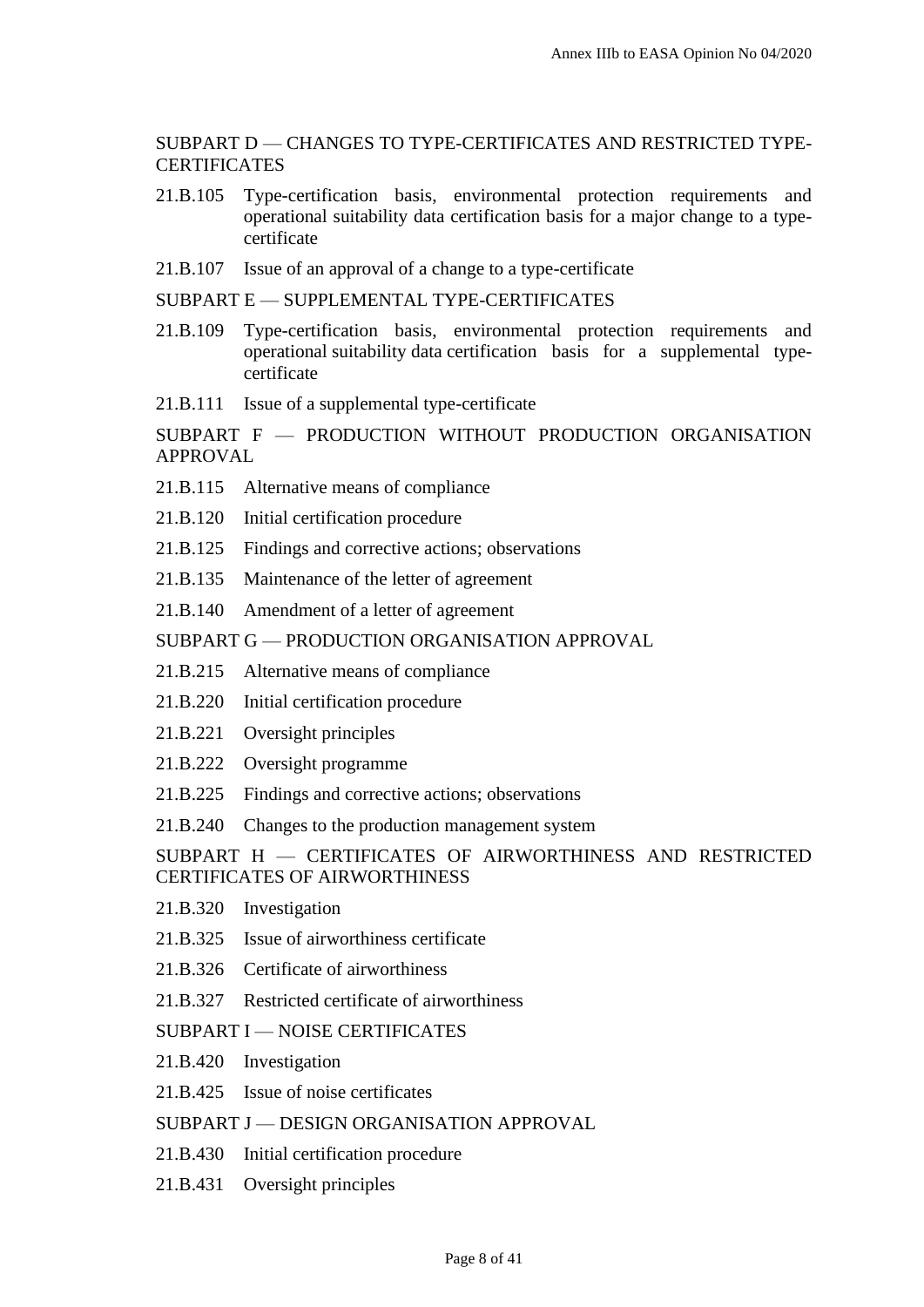SUBPART D — CHANGES TO TYPE-CERTIFICATES AND RESTRICTED TYPE-CERTIFICATES

21.B.105 Type-certification basis, environmental protection requirements and operational suitability data certification basis for a major change to a type-certificate

21.B.107 Issue of an approval of a change to a type-certificate

SUBPART E — SUPPLEMENTAL TYPE-CERTIFICATES

21.B.109 Type-certification basis, environmental protection requirements and operational suitability data certification basis for a supplemental type-certificate

21.B.111 Issue of a supplemental type-certificate

SUBPART F — PRODUCTION WITHOUT PRODUCTION ORGANISATION APPROVAL

21.B.115 Alternative means of compliance

21.B.120 Initial certification procedure

21.B.125 Findings and corrective actions; observations

21.B.135 Maintenance of the letter of agreement

21.B.140 Amendment of a letter of agreement

SUBPART G — PRODUCTION ORGANISATION APPROVAL

21.B.215 Alternative means of compliance

21.B.220 Initial certification procedure

21.B.221 Oversight principles

21.B.222 Oversight programme

21.B.225 Findings and corrective actions; observations

21.B.240 Changes to the production management system

SUBPART H — CERTIFICATES OF AIRWORTHINESS AND RESTRICTED CERTIFICATES OF AIRWORTHINESS

21.B.320 Investigation

21.B.325 Issue of airworthiness certificate

21.B.326 Certificate of airworthiness

21.B.327 Restricted certificate of airworthiness

SUBPART I — NOISE CERTIFICATES

21.B.420 Investigation

21.B.425 Issue of noise certificates

SUBPART J — DESIGN ORGANISATION APPROVAL

21.B.430 Initial certification procedure

21.B.431 Oversight principles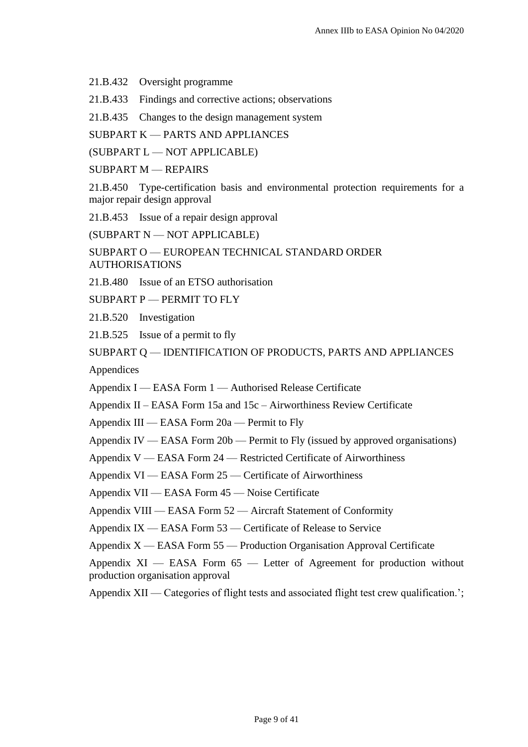21.B.432 Oversight programme

21.B.433 Findings and corrective actions; observations

21.B.435 Changes to the design management system

SUBPART K — PARTS AND APPLIANCES

(SUBPART L — NOT APPLICABLE)

SUBPART M — REPAIRS

21.B.450 Type-certification basis and environmental protection requirements for a major repair design approval

21.B.453 Issue of a repair design approval

(SUBPART N — NOT APPLICABLE)

SUBPART O — EUROPEAN TECHNICAL STANDARD ORDER AUTHORISATIONS

21.B.480 Issue of an ETSO authorisation

SUBPART P — PERMIT TO FLY

21.B.520 Investigation

21.B.525 Issue of a permit to fly

SUBPART Q — IDENTIFICATION OF PRODUCTS, PARTS AND APPLIANCES

Appendices

Appendix I — EASA Form 1 — Authorised Release Certificate

Appendix II – EASA Form 15a and 15c – Airworthiness Review Certificate

Appendix III — EASA Form 20a — Permit to Fly

Appendix IV — EASA Form 20b — Permit to Fly (issued by approved organisations)

Appendix V — EASA Form 24 — Restricted Certificate of Airworthiness

Appendix VI — EASA Form 25 — Certificate of Airworthiness

Appendix VII — EASA Form 45 — Noise Certificate

Appendix VIII — EASA Form 52 — Aircraft Statement of Conformity

Appendix IX — EASA Form 53 — Certificate of Release to Service

Appendix X — EASA Form 55 — Production Organisation Approval Certificate

Appendix XI — EASA Form 65 — Letter of Agreement for production without production organisation approval

Appendix XII — Categories of flight tests and associated flight test crew qualification.';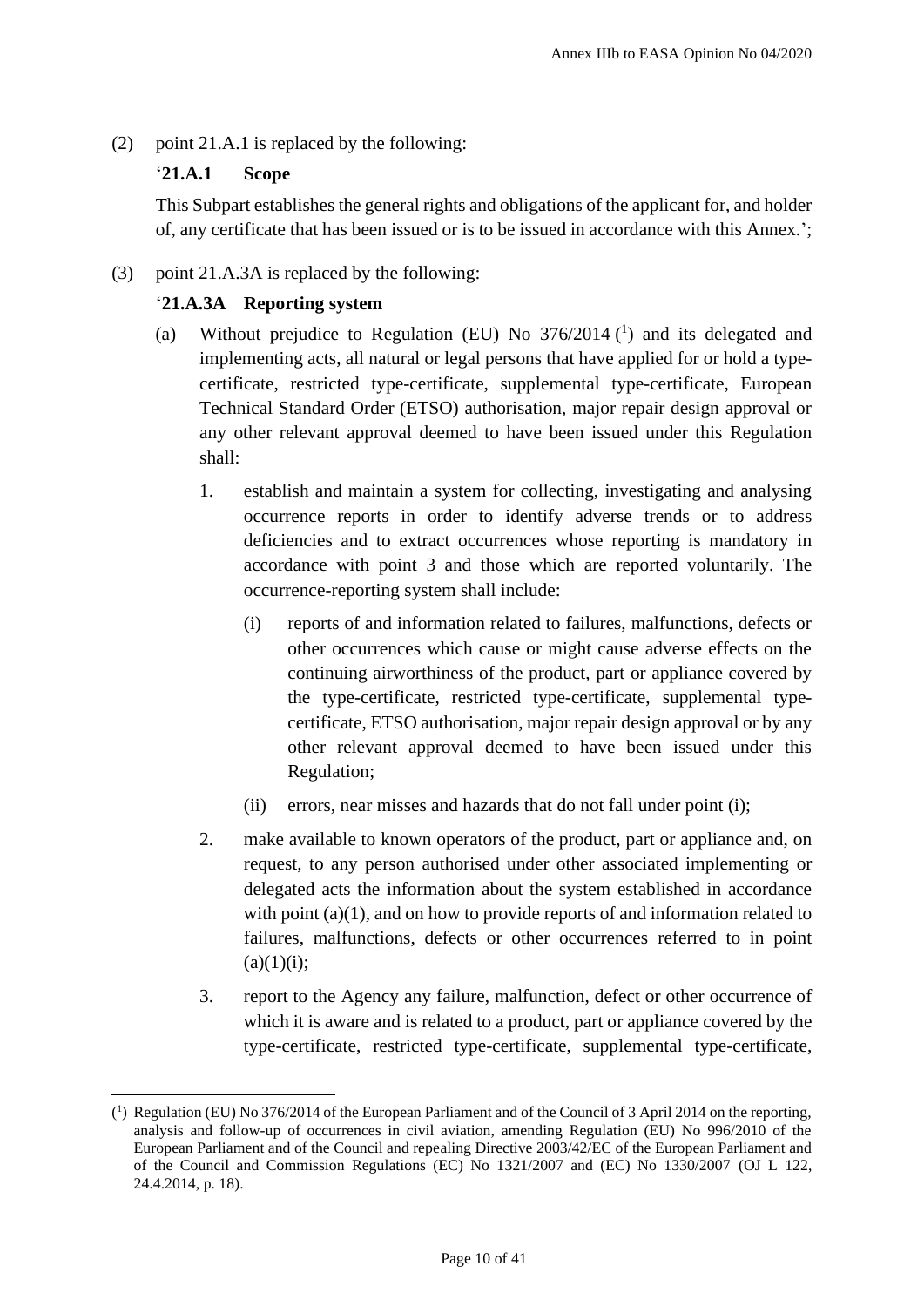(2) point 21.A.1 is replaced by the following:

'**21.A.1 Scope**

This Subpart establishes the general rights and obligations of the applicant for, and holder of, any certificate that has been issued or is to be issued in accordance with this Annex.';

(3) point 21.A.3A is replaced by the following:

'**21.A.3A Reporting system**

(a) Without prejudice to Regulation (EU) No 376/2014 [1] and its delegated and implementing acts, all natural or legal persons that have applied for or hold a type-certificate, restricted type-certificate, supplemental type-certificate, European Technical Standard Order (ETSO) authorisation, major repair design approval or any other relevant approval deemed to have been issued under this Regulation shall:

1. establish and maintain a system for collecting, investigating and analysing occurrence reports in order to identify adverse trends or to address deficiencies and to extract occurrences whose reporting is mandatory in accordance with point 3 and those which are reported voluntarily. The occurrence-reporting system shall include:

   (i) reports of and information related to failures, malfunctions, defects or other occurrences which cause or might cause adverse effects on the continuing airworthiness of the product, part or appliance covered by the type-certificate, restricted type-certificate, supplemental type-certificate, ETSO authorisation, major repair design approval or by any other relevant approval deemed to have been issued under this Regulation;

   (ii) errors, near misses and hazards that do not fall under point (i);

2. make available to known operators of the product, part or appliance and, on request, to any person authorised under other associated implementing or delegated acts the information about the system established in accordance with point (a)(1), and on how to provide reports of and information related to failures, malfunctions, defects or other occurrences referred to in point (a)(1)(i);

3. report to the Agency any failure, malfunction, defect or other occurrence of which it is aware and is related to a product, part or appliance covered by the type-certificate, restricted type-certificate, supplemental type-certificate,

---

[1] Regulation (EU) No 376/2014 of the European Parliament and of the Council of 3 April 2014 on the reporting, analysis and follow-up of occurrences in civil aviation, amending Regulation (EU) No 996/2010 of the European Parliament and of the Council and repealing Directive 2003/42/EC of the European Parliament and of the Council and Commission Regulations (EC) No 1321/2007 and (EC) No 1330/2007 (OJ L 122, 24.4.2014, p. 18).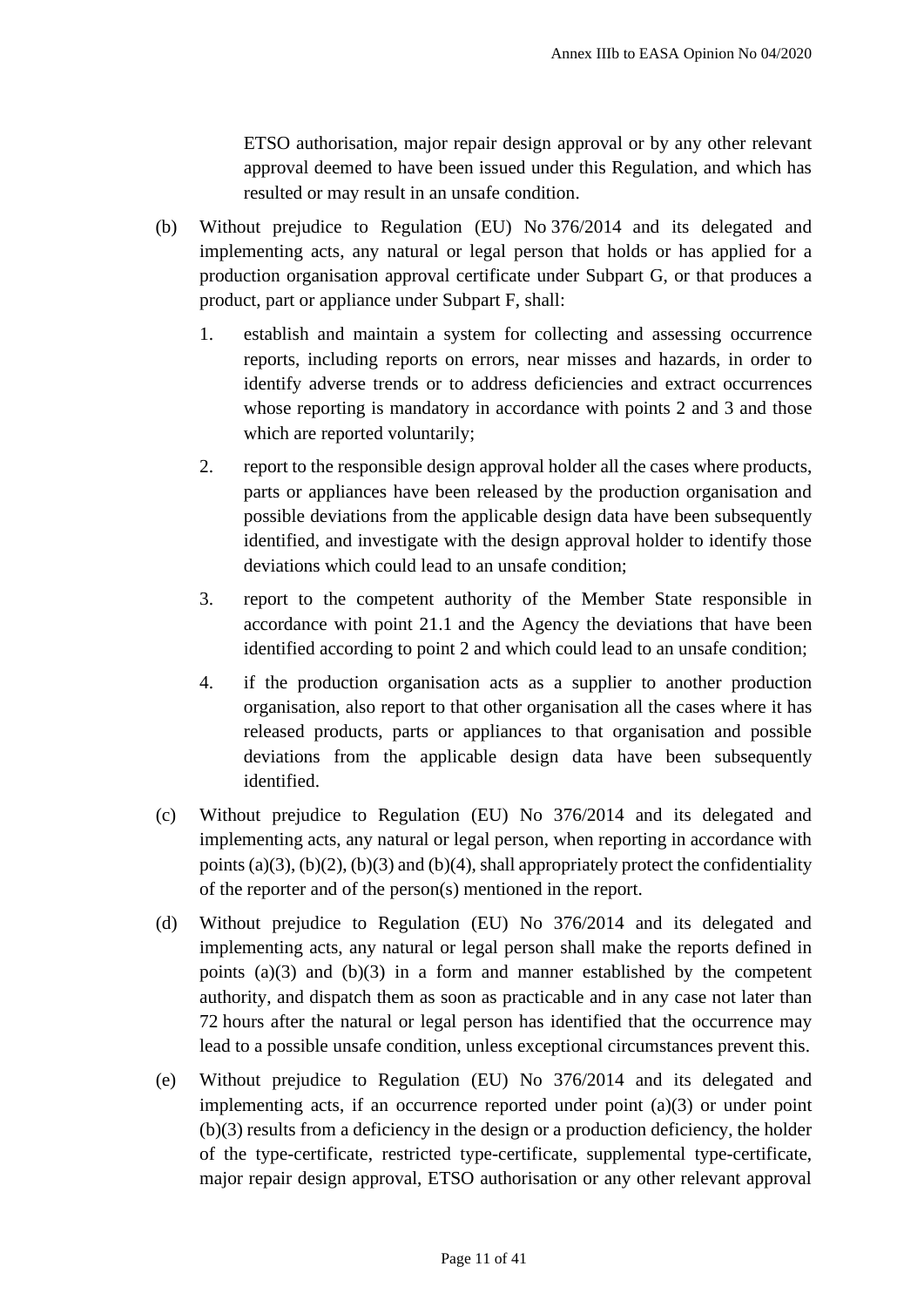ETSO authorisation, major repair design approval or by any other relevant approval deemed to have been issued under this Regulation, and which has resulted or may result in an unsafe condition.

(b) Without prejudice to Regulation (EU) No 376/2014 and its delegated and implementing acts, any natural or legal person that holds or has applied for a production organisation approval certificate under Subpart G, or that produces a product, part or appliance under Subpart F, shall:

1. establish and maintain a system for collecting and assessing occurrence reports, including reports on errors, near misses and hazards, in order to identify adverse trends or to address deficiencies and extract occurrences whose reporting is mandatory in accordance with points 2 and 3 and those which are reported voluntarily;

2. report to the responsible design approval holder all the cases where products, parts or appliances have been released by the production organisation and possible deviations from the applicable design data have been subsequently identified, and investigate with the design approval holder to identify those deviations which could lead to an unsafe condition;

3. report to the competent authority of the Member State responsible in accordance with point 21.1 and the Agency the deviations that have been identified according to point 2 and which could lead to an unsafe condition;

4. if the production organisation acts as a supplier to another production organisation, also report to that other organisation all the cases where it has released products, parts or appliances to that organisation and possible deviations from the applicable design data have been subsequently identified.

(c) Without prejudice to Regulation (EU) No 376/2014 and its delegated and implementing acts, any natural or legal person, when reporting in accordance with points (a)(3), (b)(2), (b)(3) and (b)(4), shall appropriately protect the confidentiality of the reporter and of the person(s) mentioned in the report.

(d) Without prejudice to Regulation (EU) No 376/2014 and its delegated and implementing acts, any natural or legal person shall make the reports defined in points (a)(3) and (b)(3) in a form and manner established by the competent authority, and dispatch them as soon as practicable and in any case not later than 72 hours after the natural or legal person has identified that the occurrence may lead to a possible unsafe condition, unless exceptional circumstances prevent this.

(e) Without prejudice to Regulation (EU) No 376/2014 and its delegated and implementing acts, if an occurrence reported under point (a)(3) or under point (b)(3) results from a deficiency in the design or a production deficiency, the holder of the type-certificate, restricted type-certificate, supplemental type-certificate, major repair design approval, ETSO authorisation or any other relevant approval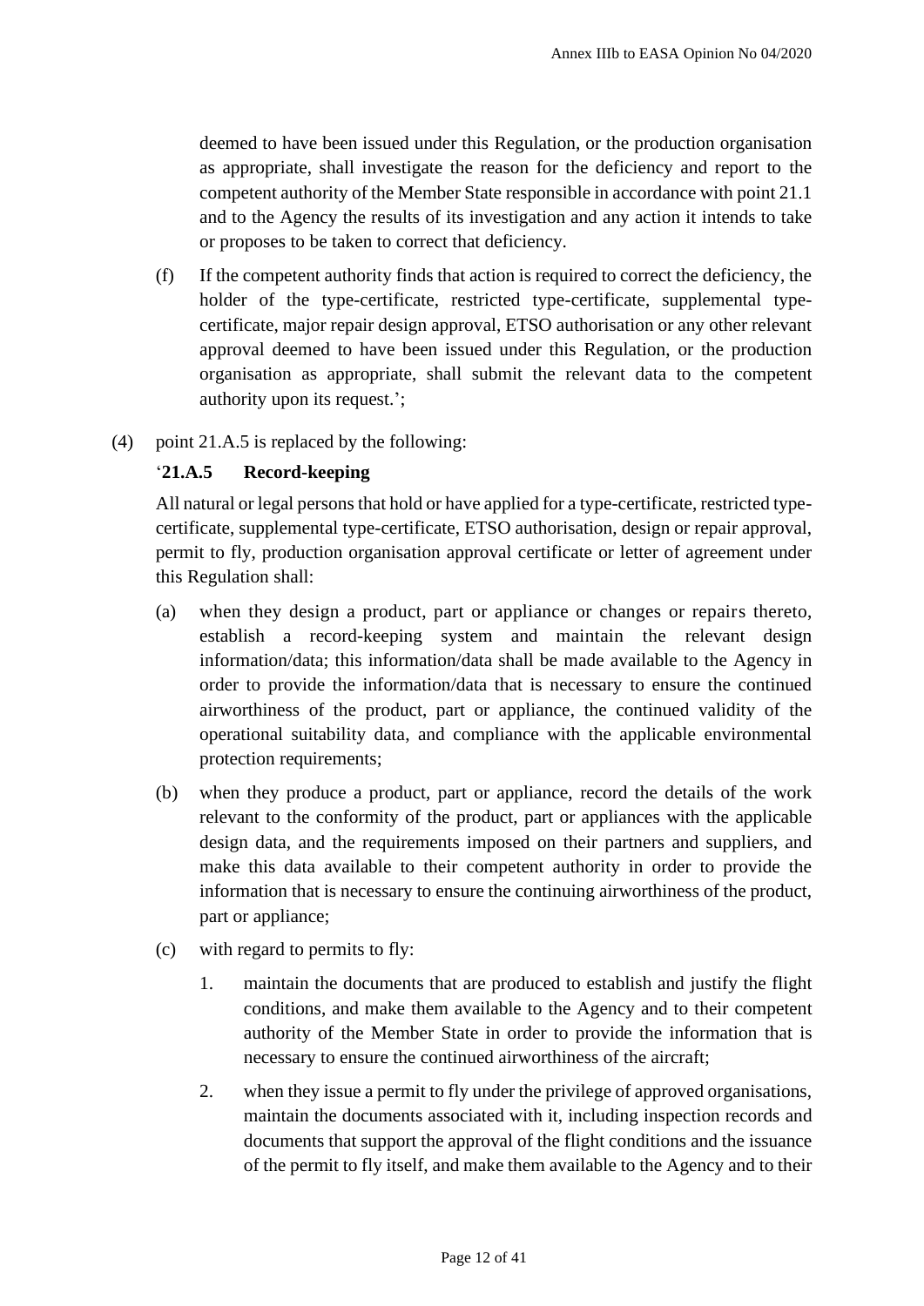deemed to have been issued under this Regulation, or the production organisation as appropriate, shall investigate the reason for the deficiency and report to the competent authority of the Member State responsible in accordance with point 21.1 and to the Agency the results of its investigation and any action it intends to take or proposes to be taken to correct that deficiency.

(f) If the competent authority finds that action is required to correct the deficiency, the holder of the type-certificate, restricted type-certificate, supplemental type-certificate, major repair design approval, ETSO authorisation or any other relevant approval deemed to have been issued under this Regulation, or the production organisation as appropriate, shall submit the relevant data to the competent authority upon its request.';

(4) point 21.A.5 is replaced by the following:

'**21.A.5 Record-keeping**

All natural or legal persons that hold or have applied for a type-certificate, restricted type-certificate, supplemental type-certificate, ETSO authorisation, design or repair approval, permit to fly, production organisation approval certificate or letter of agreement under this Regulation shall:

(a) when they design a product, part or appliance or changes or repairs thereto, establish a record-keeping system and maintain the relevant design information/data; this information/data shall be made available to the Agency in order to provide the information/data that is necessary to ensure the continued airworthiness of the product, part or appliance, the continued validity of the operational suitability data, and compliance with the applicable environmental protection requirements;

(b) when they produce a product, part or appliance, record the details of the work relevant to the conformity of the product, part or appliances with the applicable design data, and the requirements imposed on their partners and suppliers, and make this data available to their competent authority in order to provide the information that is necessary to ensure the continuing airworthiness of the product, part or appliance;

(c) with regard to permits to fly:

1. maintain the documents that are produced to establish and justify the flight conditions, and make them available to the Agency and to their competent authority of the Member State in order to provide the information that is necessary to ensure the continued airworthiness of the aircraft;

2. when they issue a permit to fly under the privilege of approved organisations, maintain the documents associated with it, including inspection records and documents that support the approval of the flight conditions and the issuance of the permit to fly itself, and make them available to the Agency and to their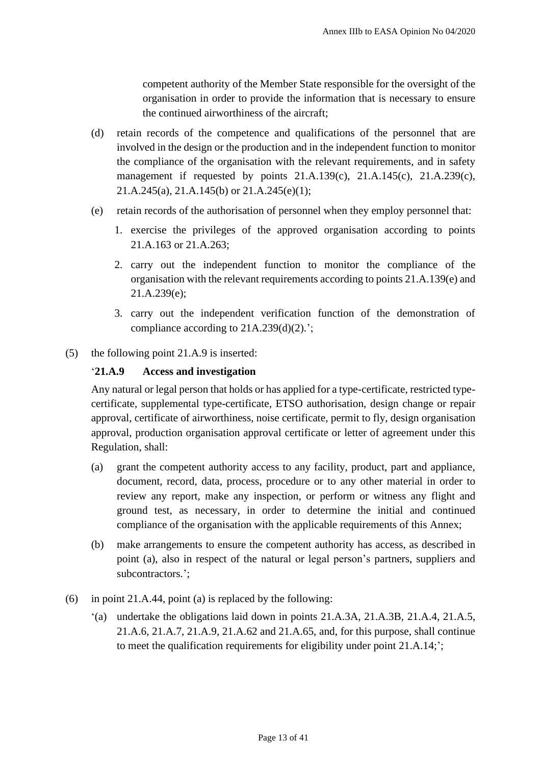competent authority of the Member State responsible for the oversight of the organisation in order to provide the information that is necessary to ensure the continued airworthiness of the aircraft;

(d) retain records of the competence and qualifications of the personnel that are involved in the design or the production and in the independent function to monitor the compliance of the organisation with the relevant requirements, and in safety management if requested by points 21.A.139(c), 21.A.145(c), 21.A.239(c), 21.A.245(a), 21.A.145(b) or 21.A.245(e)(1);

(e) retain records of the authorisation of personnel when they employ personnel that:

1. exercise the privileges of the approved organisation according to points 21.A.163 or 21.A.263;
2. carry out the independent function to monitor the compliance of the organisation with the relevant requirements according to points 21.A.139(e) and 21.A.239(e);
3. carry out the independent verification function of the demonstration of compliance according to 21A.239(d)(2).';

(5) the following point 21.A.9 is inserted:

'**21.A.9 Access and investigation**

Any natural or legal person that holds or has applied for a type-certificate, restricted type-certificate, supplemental type-certificate, ETSO authorisation, design change or repair approval, certificate of airworthiness, noise certificate, permit to fly, design organisation approval, production organisation approval certificate or letter of agreement under this Regulation, shall:

(a) grant the competent authority access to any facility, product, part and appliance, document, record, data, process, procedure or to any other material in order to review any report, make any inspection, or perform or witness any flight and ground test, as necessary, in order to determine the initial and continued compliance of the organisation with the applicable requirements of this Annex;

(b) make arrangements to ensure the competent authority has access, as described in point (a), also in respect of the natural or legal person's partners, suppliers and subcontractors.';

(6) in point 21.A.44, point (a) is replaced by the following:

'(a) undertake the obligations laid down in points 21.A.3A, 21.A.3B, 21.A.4, 21.A.5, 21.A.6, 21.A.7, 21.A.9, 21.A.62 and 21.A.65, and, for this purpose, shall continue to meet the qualification requirements for eligibility under point 21.A.14;';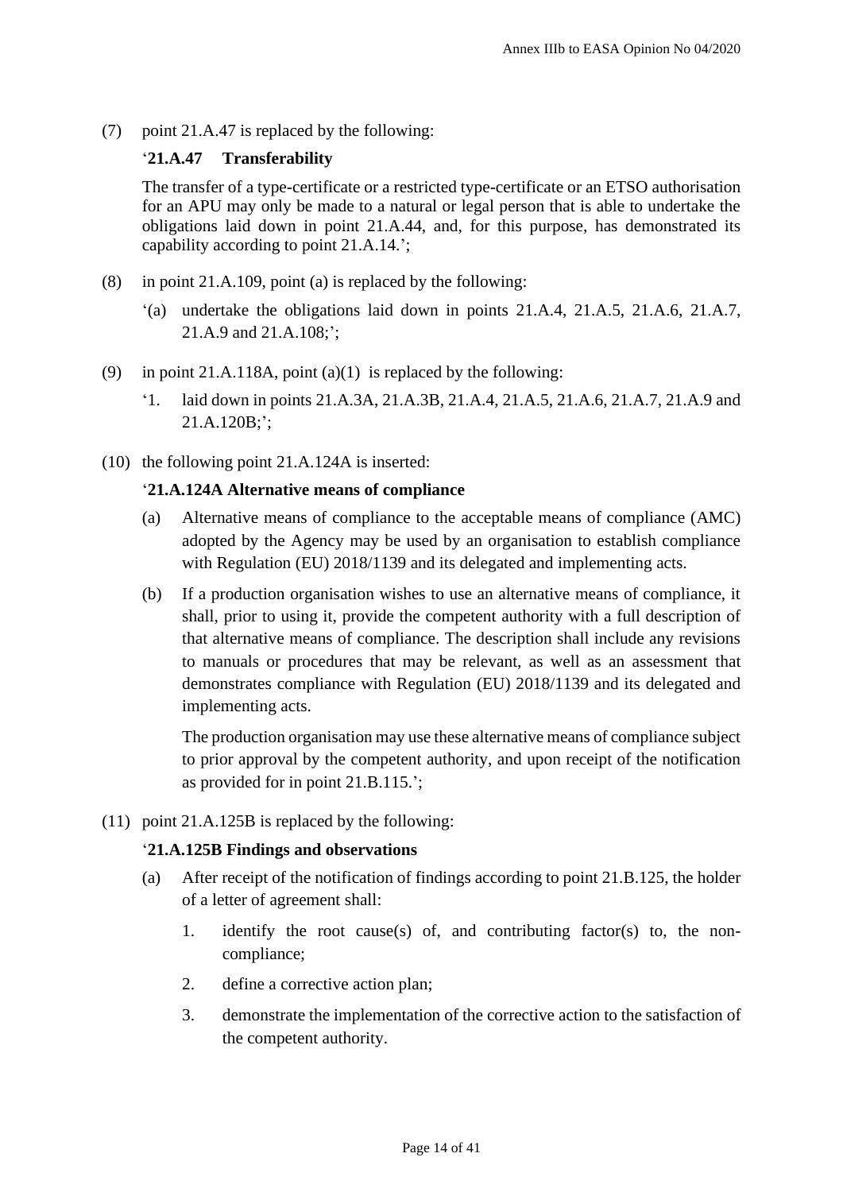(7) point 21.A.47 is replaced by the following:

'**21.A.47 Transferability**

The transfer of a type-certificate or a restricted type-certificate or an ETSO authorisation for an APU may only be made to a natural or legal person that is able to undertake the obligations laid down in point 21.A.44, and, for this purpose, has demonstrated its capability according to point 21.A.14.';

(8) in point 21.A.109, point (a) is replaced by the following:

'(a) undertake the obligations laid down in points 21.A.4, 21.A.5, 21.A.6, 21.A.7, 21.A.9 and 21.A.108;';

(9) in point 21.A.118A, point (a)(1) is replaced by the following:

'1. laid down in points 21.A.3A, 21.A.3B, 21.A.4, 21.A.5, 21.A.6, 21.A.7, 21.A.9 and 21.A.120B;';

(10) the following point 21.A.124A is inserted:

'**21.A.124A Alternative means of compliance**

(a) Alternative means of compliance to the acceptable means of compliance (AMC) adopted by the Agency may be used by an organisation to establish compliance with Regulation (EU) 2018/1139 and its delegated and implementing acts.

(b) If a production organisation wishes to use an alternative means of compliance, it shall, prior to using it, provide the competent authority with a full description of that alternative means of compliance. The description shall include any revisions to manuals or procedures that may be relevant, as well as an assessment that demonstrates compliance with Regulation (EU) 2018/1139 and its delegated and implementing acts.

The production organisation may use these alternative means of compliance subject to prior approval by the competent authority, and upon receipt of the notification as provided for in point 21.B.115.';

(11) point 21.A.125B is replaced by the following:

'**21.A.125B Findings and observations**

(a) After receipt of the notification of findings according to point 21.B.125, the holder of a letter of agreement shall:

1. identify the root cause(s) of, and contributing factor(s) to, the non-compliance;

2. define a corrective action plan;

3. demonstrate the implementation of the corrective action to the satisfaction of the competent authority.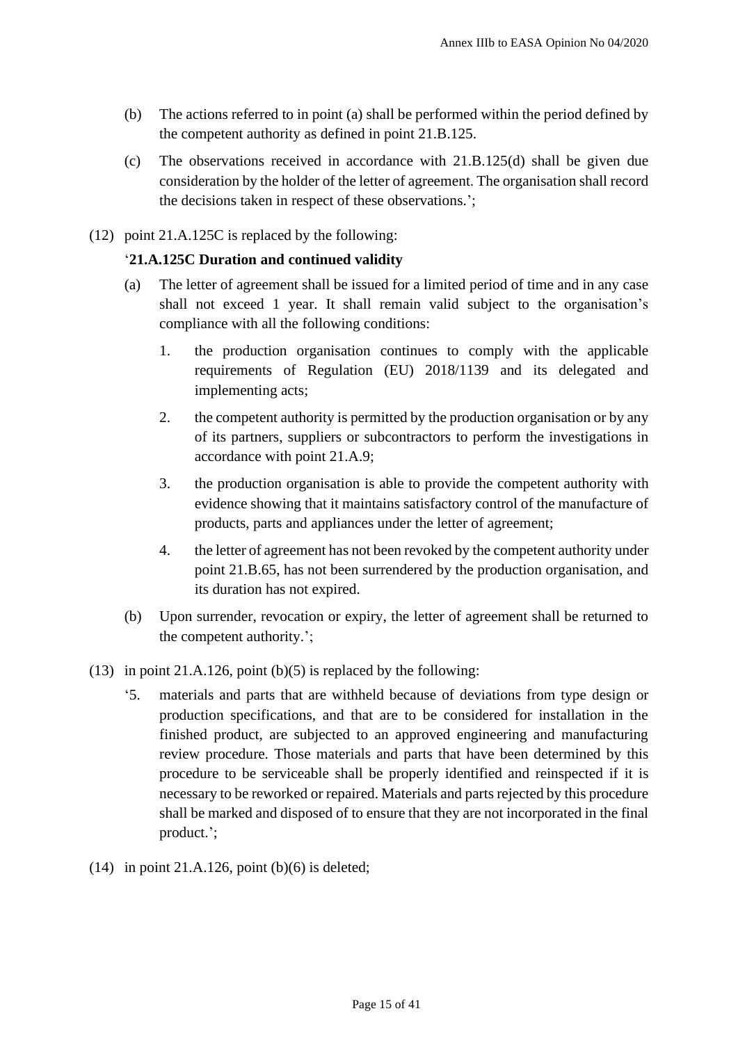(b) The actions referred to in point (a) shall be performed within the period defined by the competent authority as defined in point 21.B.125.

(c) The observations received in accordance with 21.B.125(d) shall be given due consideration by the holder of the letter of agreement. The organisation shall record the decisions taken in respect of these observations.';

(12) point 21.A.125C is replaced by the following:

'**21.A.125C Duration and continued validity**

(a) The letter of agreement shall be issued for a limited period of time and in any case shall not exceed 1 year. It shall remain valid subject to the organisation's compliance with all the following conditions:

1. the production organisation continues to comply with the applicable requirements of Regulation (EU) 2018/1139 and its delegated and implementing acts;

2. the competent authority is permitted by the production organisation or by any of its partners, suppliers or subcontractors to perform the investigations in accordance with point 21.A.9;

3. the production organisation is able to provide the competent authority with evidence showing that it maintains satisfactory control of the manufacture of products, parts and appliances under the letter of agreement;

4. the letter of agreement has not been revoked by the competent authority under point 21.B.65, has not been surrendered by the production organisation, and its duration has not expired.

(b) Upon surrender, revocation or expiry, the letter of agreement shall be returned to the competent authority.';

(13) in point 21.A.126, point (b)(5) is replaced by the following:

'5. materials and parts that are withheld because of deviations from type design or production specifications, and that are to be considered for installation in the finished product, are subjected to an approved engineering and manufacturing review procedure. Those materials and parts that have been determined by this procedure to be serviceable shall be properly identified and reinspected if it is necessary to be reworked or repaired. Materials and parts rejected by this procedure shall be marked and disposed of to ensure that they are not incorporated in the final product.';

(14) in point 21.A.126, point (b)(6) is deleted;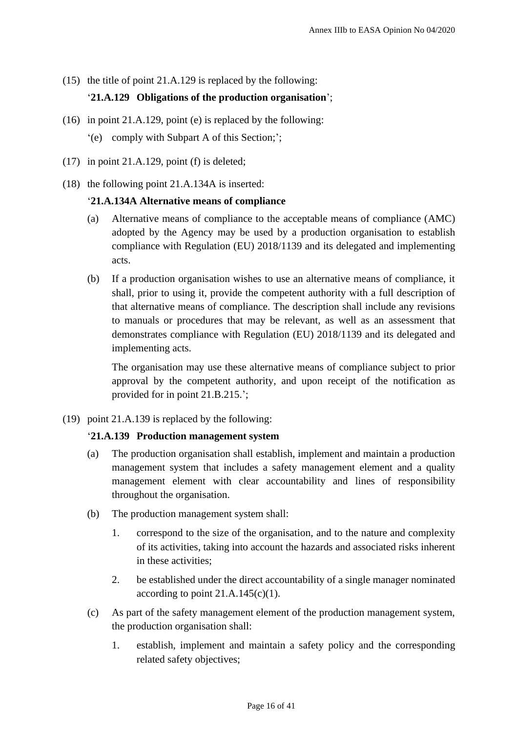(15) the title of point 21.A.129 is replaced by the following:

‘**21.A.129 Obligations of the production organisation**’;

(16) in point 21.A.129, point (e) is replaced by the following:

‘(e) comply with Subpart A of this Section;’;

(17) in point 21.A.129, point (f) is deleted;

(18) the following point 21.A.134A is inserted:

‘**21.A.134A Alternative means of compliance**

(a) Alternative means of compliance to the acceptable means of compliance (AMC) adopted by the Agency may be used by a production organisation to establish compliance with Regulation (EU) 2018/1139 and its delegated and implementing acts.

(b) If a production organisation wishes to use an alternative means of compliance, it shall, prior to using it, provide the competent authority with a full description of that alternative means of compliance. The description shall include any revisions to manuals or procedures that may be relevant, as well as an assessment that demonstrates compliance with Regulation (EU) 2018/1139 and its delegated and implementing acts.

The organisation may use these alternative means of compliance subject to prior approval by the competent authority, and upon receipt of the notification as provided for in point 21.B.215.’;

(19) point 21.A.139 is replaced by the following:

‘**21.A.139 Production management system**

(a) The production organisation shall establish, implement and maintain a production management system that includes a safety management element and a quality management element with clear accountability and lines of responsibility throughout the organisation.

(b) The production management system shall:

1. correspond to the size of the organisation, and to the nature and complexity of its activities, taking into account the hazards and associated risks inherent in these activities;

2. be established under the direct accountability of a single manager nominated according to point 21.A.145(c)(1).

(c) As part of the safety management element of the production management system, the production organisation shall:

1. establish, implement and maintain a safety policy and the corresponding related safety objectives;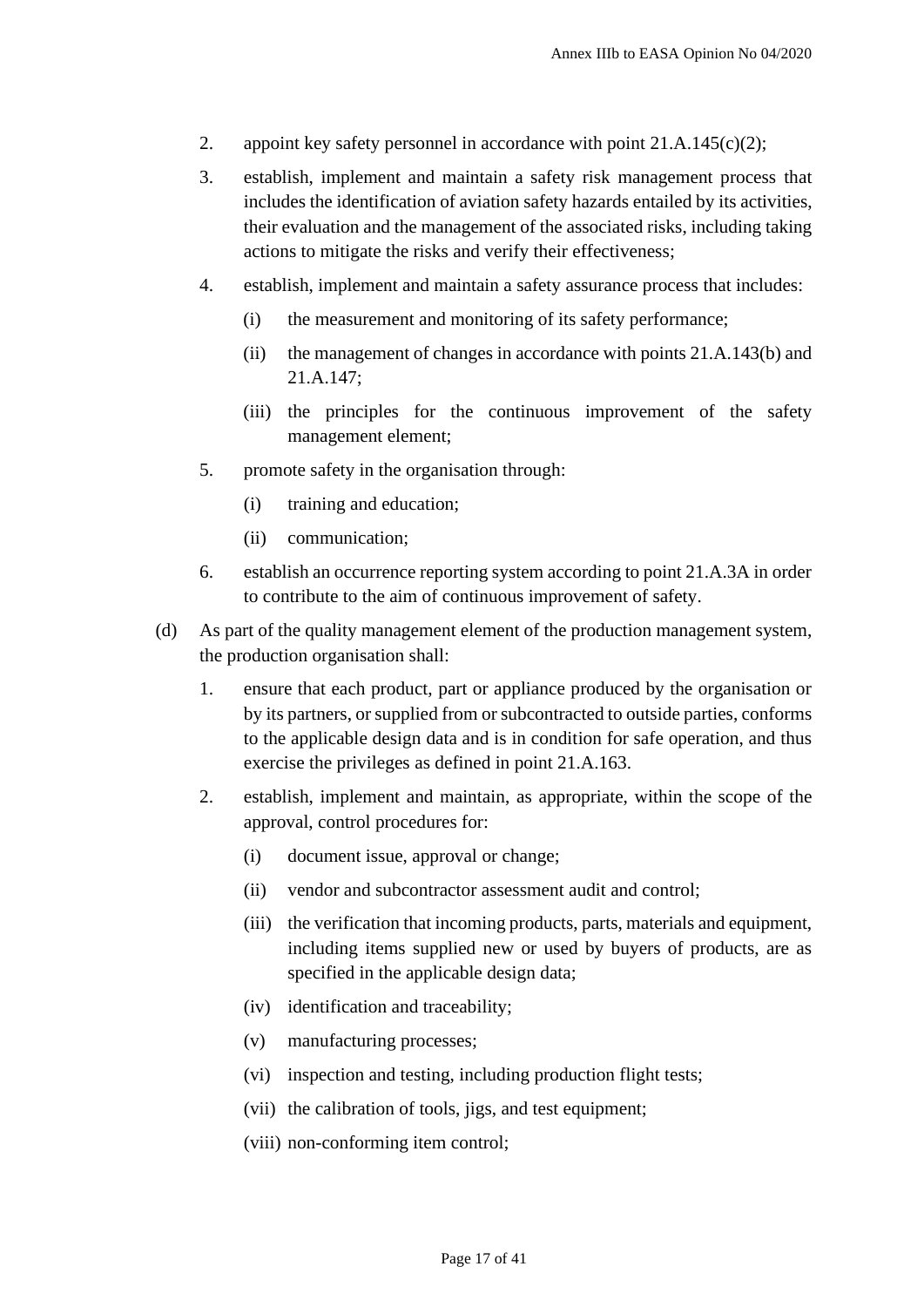2. appoint key safety personnel in accordance with point 21.A.145(c)(2);

3. establish, implement and maintain a safety risk management process that includes the identification of aviation safety hazards entailed by its activities, their evaluation and the management of the associated risks, including taking actions to mitigate the risks and verify their effectiveness;

4. establish, implement and maintain a safety assurance process that includes:

   (i) the measurement and monitoring of its safety performance;

   (ii) the management of changes in accordance with points 21.A.143(b) and 21.A.147;

   (iii) the principles for the continuous improvement of the safety management element;

5. promote safety in the organisation through:

   (i) training and education;

   (ii) communication;

6. establish an occurrence reporting system according to point 21.A.3A in order to contribute to the aim of continuous improvement of safety.

(d) As part of the quality management element of the production management system, the production organisation shall:

1. ensure that each product, part or appliance produced by the organisation or by its partners, or supplied from or subcontracted to outside parties, conforms to the applicable design data and is in condition for safe operation, and thus exercise the privileges as defined in point 21.A.163.

2. establish, implement and maintain, as appropriate, within the scope of the approval, control procedures for:

   (i) document issue, approval or change;

   (ii) vendor and subcontractor assessment audit and control;

   (iii) the verification that incoming products, parts, materials and equipment, including items supplied new or used by buyers of products, are as specified in the applicable design data;

   (iv) identification and traceability;

   (v) manufacturing processes;

   (vi) inspection and testing, including production flight tests;

   (vii) the calibration of tools, jigs, and test equipment;

   (viii) non-conforming item control;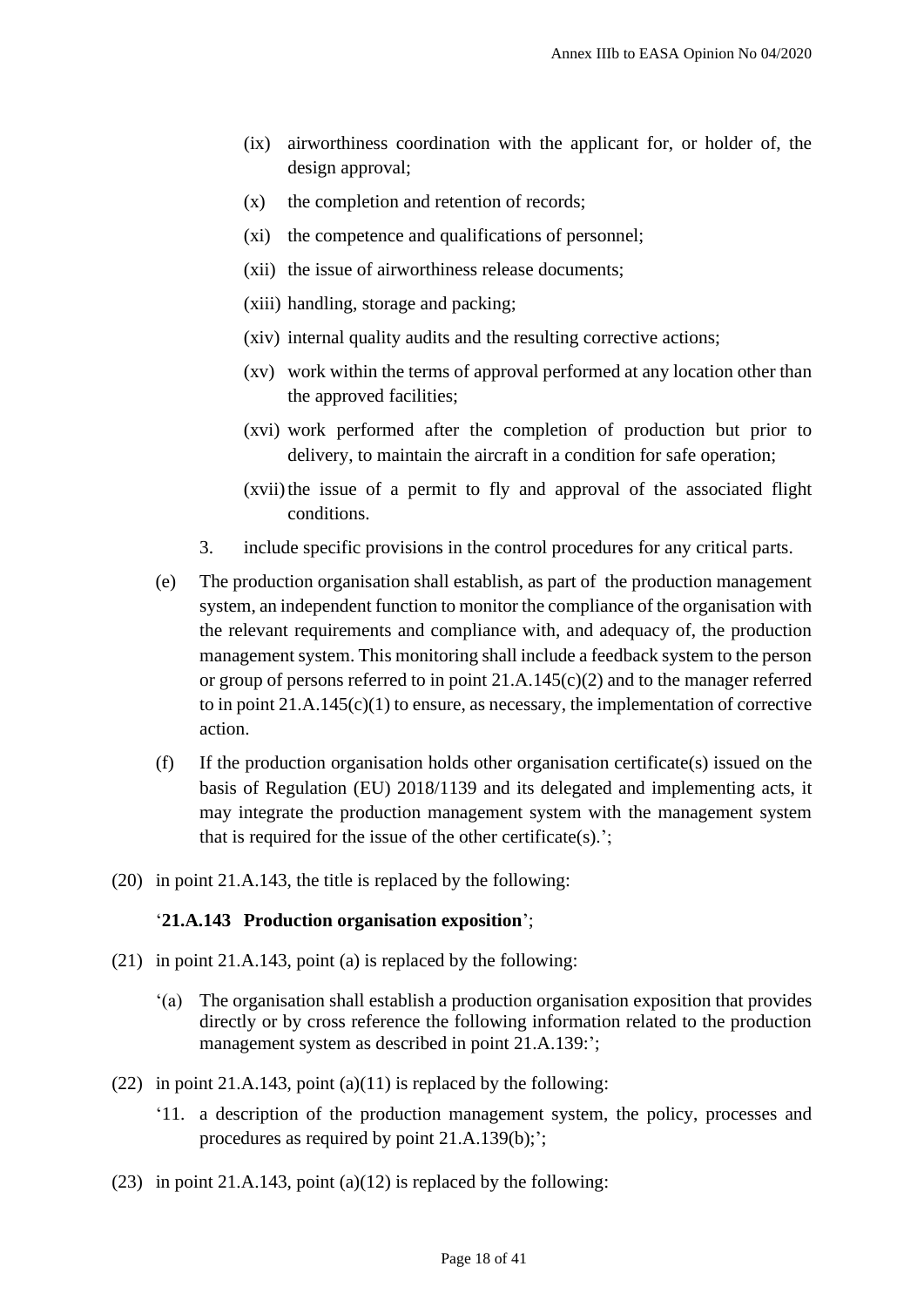(ix) airworthiness coordination with the applicant for, or holder of, the design approval;

(x) the completion and retention of records;

(xi) the competence and qualifications of personnel;

(xii) the issue of airworthiness release documents;

(xiii) handling, storage and packing;

(xiv) internal quality audits and the resulting corrective actions;

(xv) work within the terms of approval performed at any location other than the approved facilities;

(xvi) work performed after the completion of production but prior to delivery, to maintain the aircraft in a condition for safe operation;

(xvii) the issue of a permit to fly and approval of the associated flight conditions.

3. include specific provisions in the control procedures for any critical parts.

(e) The production organisation shall establish, as part of the production management system, an independent function to monitor the compliance of the organisation with the relevant requirements and compliance with, and adequacy of, the production management system. This monitoring shall include a feedback system to the person or group of persons referred to in point 21.A.145(c)(2) and to the manager referred to in point 21.A.145(c)(1) to ensure, as necessary, the implementation of corrective action.

(f) If the production organisation holds other organisation certificate(s) issued on the basis of Regulation (EU) 2018/1139 and its delegated and implementing acts, it may integrate the production management system with the management system that is required for the issue of the other certificate(s).';

(20) in point 21.A.143, the title is replaced by the following:

'**21.A.143 Production organisation exposition**';

(21) in point 21.A.143, point (a) is replaced by the following:

'(a) The organisation shall establish a production organisation exposition that provides directly or by cross reference the following information related to the production management system as described in point 21.A.139:';

(22) in point 21.A.143, point (a)(11) is replaced by the following:

'11. a description of the production management system, the policy, processes and procedures as required by point 21.A.139(b);';

(23) in point 21.A.143, point (a)(12) is replaced by the following: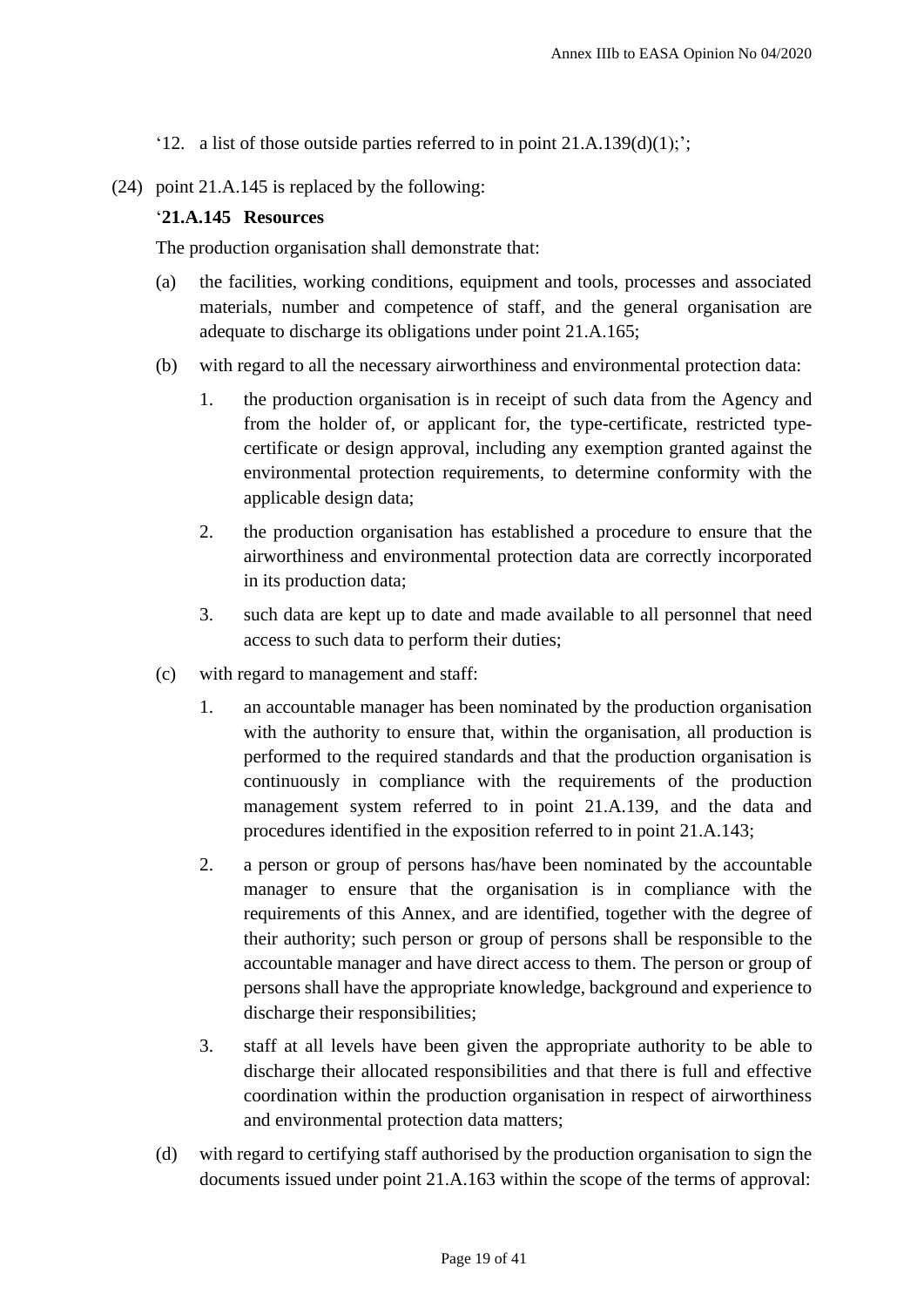'12. a list of those outside parties referred to in point 21.A.139(d)(1);';

(24) point 21.A.145 is replaced by the following:

'**21.A.145 Resources**

The production organisation shall demonstrate that:

(a) the facilities, working conditions, equipment and tools, processes and associated materials, number and competence of staff, and the general organisation are adequate to discharge its obligations under point 21.A.165;

(b) with regard to all the necessary airworthiness and environmental protection data:

1. the production organisation is in receipt of such data from the Agency and from the holder of, or applicant for, the type-certificate, restricted type-certificate or design approval, including any exemption granted against the environmental protection requirements, to determine conformity with the applicable design data;

2. the production organisation has established a procedure to ensure that the airworthiness and environmental protection data are correctly incorporated in its production data;

3. such data are kept up to date and made available to all personnel that need access to such data to perform their duties;

(c) with regard to management and staff:

1. an accountable manager has been nominated by the production organisation with the authority to ensure that, within the organisation, all production is performed to the required standards and that the production organisation is continuously in compliance with the requirements of the production management system referred to in point 21.A.139, and the data and procedures identified in the exposition referred to in point 21.A.143;

2. a person or group of persons has/have been nominated by the accountable manager to ensure that the organisation is in compliance with the requirements of this Annex, and are identified, together with the degree of their authority; such person or group of persons shall be responsible to the accountable manager and have direct access to them. The person or group of persons shall have the appropriate knowledge, background and experience to discharge their responsibilities;

3. staff at all levels have been given the appropriate authority to be able to discharge their allocated responsibilities and that there is full and effective coordination within the production organisation in respect of airworthiness and environmental protection data matters;

(d) with regard to certifying staff authorised by the production organisation to sign the documents issued under point 21.A.163 within the scope of the terms of approval: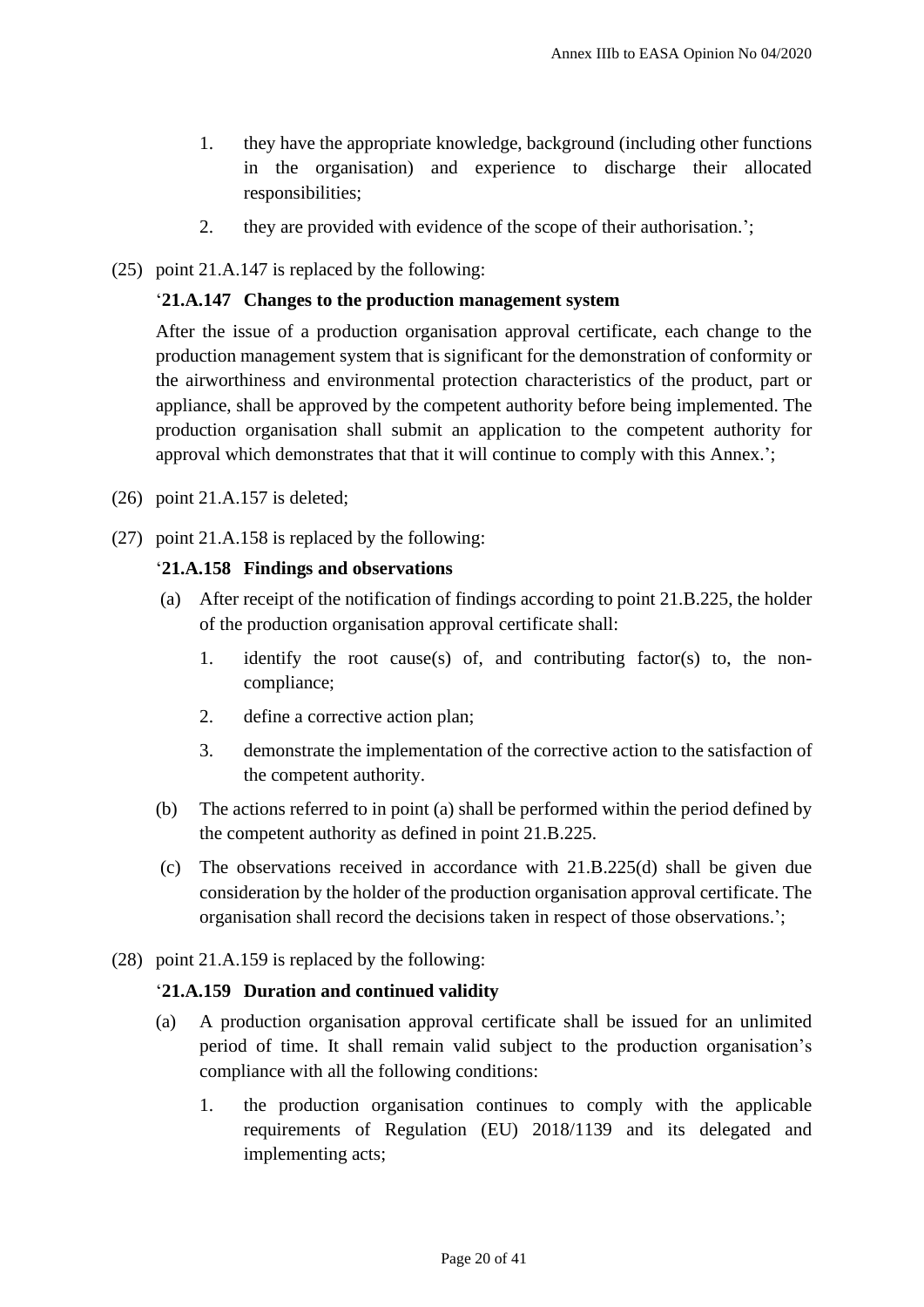1. they have the appropriate knowledge, background (including other functions in the organisation) and experience to discharge their allocated responsibilities;

2. they are provided with evidence of the scope of their authorisation.';

(25) point 21.A.147 is replaced by the following:

'**21.A.147 Changes to the production management system**

After the issue of a production organisation approval certificate, each change to the production management system that is significant for the demonstration of conformity or the airworthiness and environmental protection characteristics of the product, part or appliance, shall be approved by the competent authority before being implemented. The production organisation shall submit an application to the competent authority for approval which demonstrates that that it will continue to comply with this Annex.';

(26) point 21.A.157 is deleted;

(27) point 21.A.158 is replaced by the following:

'**21.A.158 Findings and observations**

(a) After receipt of the notification of findings according to point 21.B.225, the holder of the production organisation approval certificate shall:

   1. identify the root cause(s) of, and contributing factor(s) to, the non-compliance;

   2. define a corrective action plan;

   3. demonstrate the implementation of the corrective action to the satisfaction of the competent authority.

(b) The actions referred to in point (a) shall be performed within the period defined by the competent authority as defined in point 21.B.225.

(c) The observations received in accordance with 21.B.225(d) shall be given due consideration by the holder of the production organisation approval certificate. The organisation shall record the decisions taken in respect of those observations.';

(28) point 21.A.159 is replaced by the following:

'**21.A.159 Duration and continued validity**

(a) A production organisation approval certificate shall be issued for an unlimited period of time. It shall remain valid subject to the production organisation's compliance with all the following conditions:

   1. the production organisation continues to comply with the applicable requirements of Regulation (EU) 2018/1139 and its delegated and implementing acts;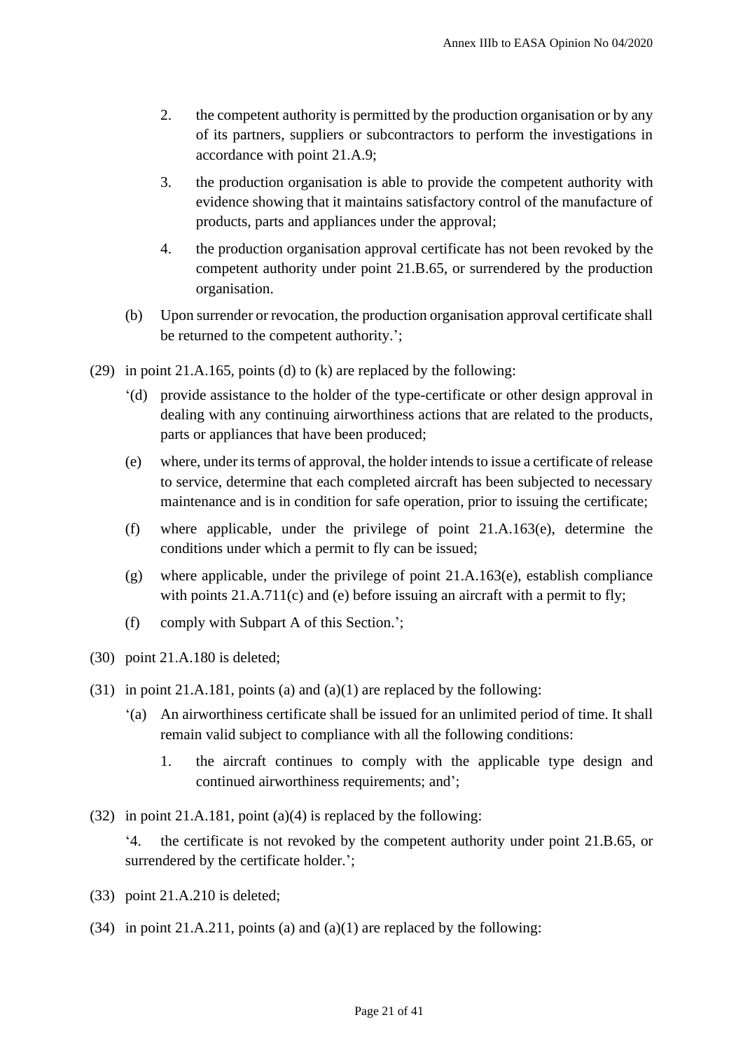2. the competent authority is permitted by the production organisation or by any of its partners, suppliers or subcontractors to perform the investigations in accordance with point 21.A.9;

3. the production organisation is able to provide the competent authority with evidence showing that it maintains satisfactory control of the manufacture of products, parts and appliances under the approval;

4. the production organisation approval certificate has not been revoked by the competent authority under point 21.B.65, or surrendered by the production organisation.

(b) Upon surrender or revocation, the production organisation approval certificate shall be returned to the competent authority.';

(29) in point 21.A.165, points (d) to (k) are replaced by the following:

'(d) provide assistance to the holder of the type-certificate or other design approval in dealing with any continuing airworthiness actions that are related to the products, parts or appliances that have been produced;

(e) where, under its terms of approval, the holder intends to issue a certificate of release to service, determine that each completed aircraft has been subjected to necessary maintenance and is in condition for safe operation, prior to issuing the certificate;

(f) where applicable, under the privilege of point 21.A.163(e), determine the conditions under which a permit to fly can be issued;

(g) where applicable, under the privilege of point 21.A.163(e), establish compliance with points 21.A.711(c) and (e) before issuing an aircraft with a permit to fly;

(f) comply with Subpart A of this Section.';

(30) point 21.A.180 is deleted;

(31) in point 21.A.181, points (a) and (a)(1) are replaced by the following:

'(a) An airworthiness certificate shall be issued for an unlimited period of time. It shall remain valid subject to compliance with all the following conditions:

1. the aircraft continues to comply with the applicable type design and continued airworthiness requirements; and';

(32) in point 21.A.181, point (a)(4) is replaced by the following:

'4. the certificate is not revoked by the competent authority under point 21.B.65, or surrendered by the certificate holder.';

(33) point 21.A.210 is deleted;

(34) in point 21.A.211, points (a) and (a)(1) are replaced by the following: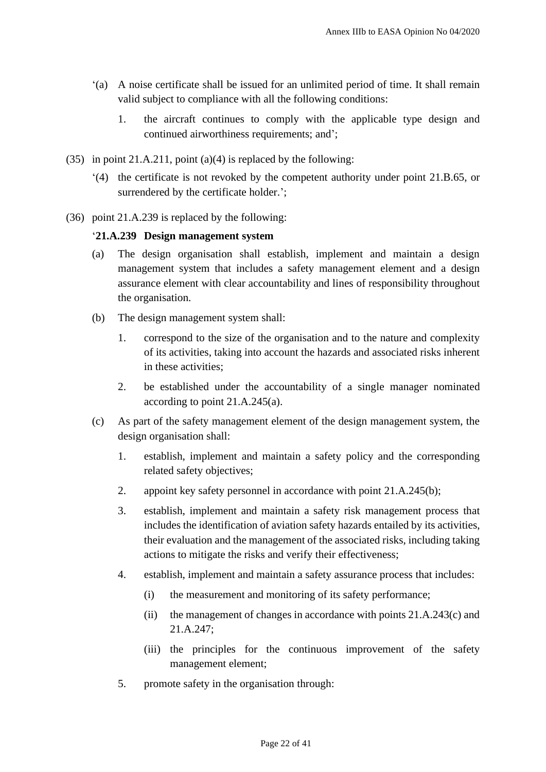‘(a) A noise certificate shall be issued for an unlimited period of time. It shall remain valid subject to compliance with all the following conditions:

1. the aircraft continues to comply with the applicable type design and continued airworthiness requirements; and’;

(35) in point 21.A.211, point (a)(4) is replaced by the following:

‘(4) the certificate is not revoked by the competent authority under point 21.B.65, or surrendered by the certificate holder.’;

(36) point 21.A.239 is replaced by the following:

‘**21.A.239 Design management system**

(a) The design organisation shall establish, implement and maintain a design management system that includes a safety management element and a design assurance element with clear accountability and lines of responsibility throughout the organisation.

(b) The design management system shall:

1. correspond to the size of the organisation and to the nature and complexity of its activities, taking into account the hazards and associated risks inherent in these activities;

2. be established under the accountability of a single manager nominated according to point 21.A.245(a).

(c) As part of the safety management element of the design management system, the design organisation shall:

1. establish, implement and maintain a safety policy and the corresponding related safety objectives;

2. appoint key safety personnel in accordance with point 21.A.245(b);

3. establish, implement and maintain a safety risk management process that includes the identification of aviation safety hazards entailed by its activities, their evaluation and the management of the associated risks, including taking actions to mitigate the risks and verify their effectiveness;

4. establish, implement and maintain a safety assurance process that includes:

   (i) the measurement and monitoring of its safety performance;

   (ii) the management of changes in accordance with points 21.A.243(c) and 21.A.247;

   (iii) the principles for the continuous improvement of the safety management element;

5. promote safety in the organisation through: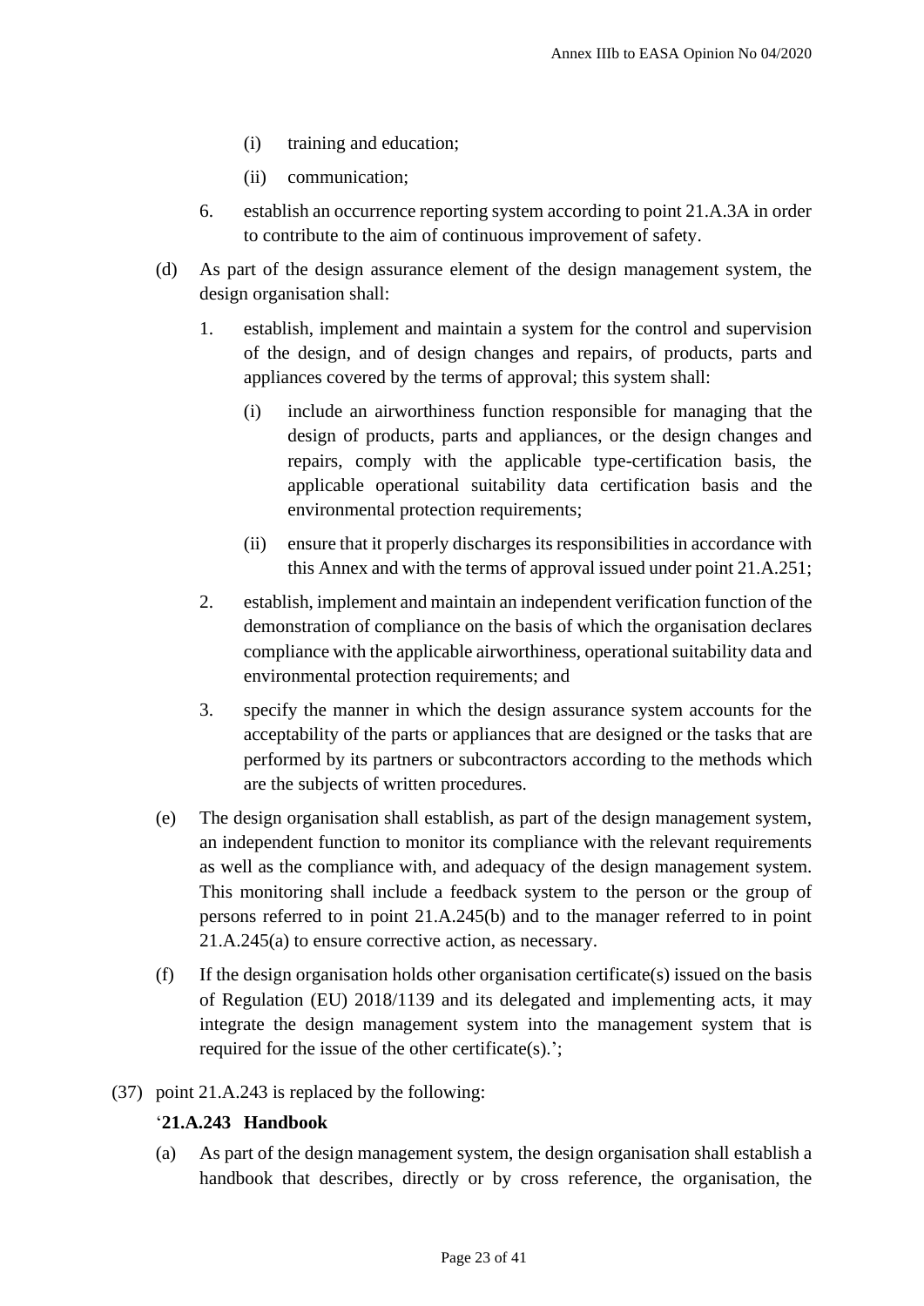(i) training and education;

(ii) communication;

6. establish an occurrence reporting system according to point 21.A.3A in order to contribute to the aim of continuous improvement of safety.

(d) As part of the design assurance element of the design management system, the design organisation shall:

1. establish, implement and maintain a system for the control and supervision of the design, and of design changes and repairs, of products, parts and appliances covered by the terms of approval; this system shall:

   (i) include an airworthiness function responsible for managing that the design of products, parts and appliances, or the design changes and repairs, comply with the applicable type-certification basis, the applicable operational suitability data certification basis and the environmental protection requirements;

   (ii) ensure that it properly discharges its responsibilities in accordance with this Annex and with the terms of approval issued under point 21.A.251;

2. establish, implement and maintain an independent verification function of the demonstration of compliance on the basis of which the organisation declares compliance with the applicable airworthiness, operational suitability data and environmental protection requirements; and

3. specify the manner in which the design assurance system accounts for the acceptability of the parts or appliances that are designed or the tasks that are performed by its partners or subcontractors according to the methods which are the subjects of written procedures.

(e) The design organisation shall establish, as part of the design management system, an independent function to monitor its compliance with the relevant requirements as well as the compliance with, and adequacy of the design management system. This monitoring shall include a feedback system to the person or the group of persons referred to in point 21.A.245(b) and to the manager referred to in point 21.A.245(a) to ensure corrective action, as necessary.

(f) If the design organisation holds other organisation certificate(s) issued on the basis of Regulation (EU) 2018/1139 and its delegated and implementing acts, it may integrate the design management system into the management system that is required for the issue of the other certificate(s).';

(37) point 21.A.243 is replaced by the following:

'**21.A.243 Handbook**

(a) As part of the design management system, the design organisation shall establish a handbook that describes, directly or by cross reference, the organisation, the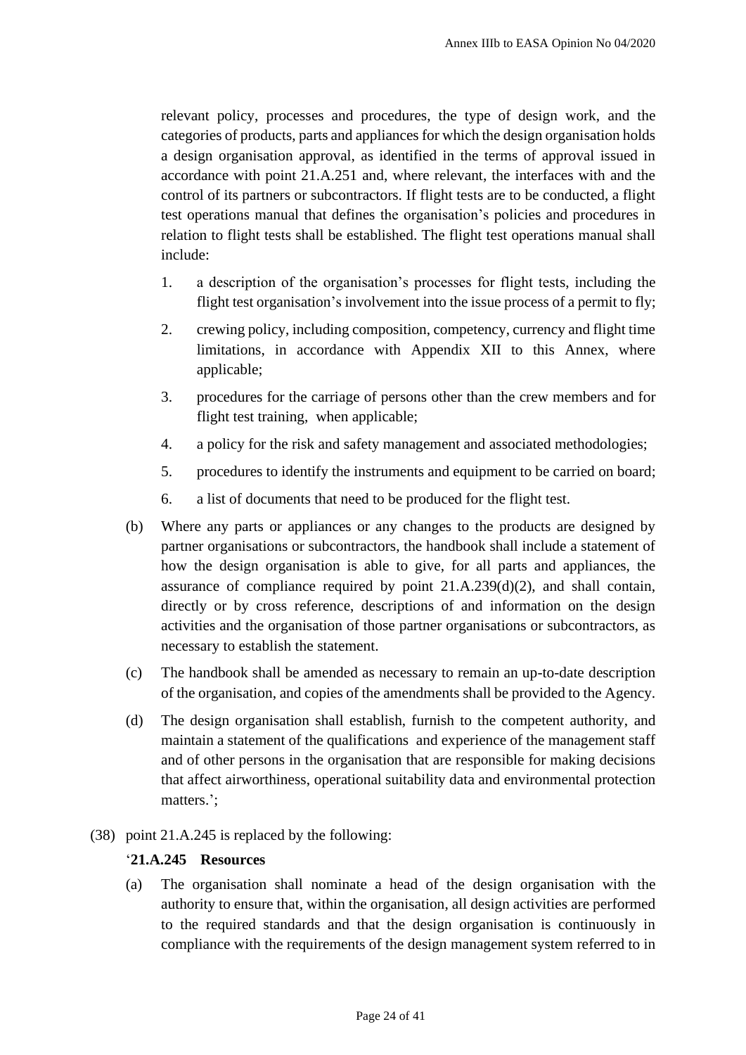relevant policy, processes and procedures, the type of design work, and the categories of products, parts and appliances for which the design organisation holds a design organisation approval, as identified in the terms of approval issued in accordance with point 21.A.251 and, where relevant, the interfaces with and the control of its partners or subcontractors. If flight tests are to be conducted, a flight test operations manual that defines the organisation's policies and procedures in relation to flight tests shall be established. The flight test operations manual shall include:

1. a description of the organisation's processes for flight tests, including the flight test organisation's involvement into the issue process of a permit to fly;
2. crewing policy, including composition, competency, currency and flight time limitations, in accordance with Appendix XII to this Annex, where applicable;
3. procedures for the carriage of persons other than the crew members and for flight test training, when applicable;
4. a policy for the risk and safety management and associated methodologies;
5. procedures to identify the instruments and equipment to be carried on board;
6. a list of documents that need to be produced for the flight test.

(b) Where any parts or appliances or any changes to the products are designed by partner organisations or subcontractors, the handbook shall include a statement of how the design organisation is able to give, for all parts and appliances, the assurance of compliance required by point 21.A.239(d)(2), and shall contain, directly or by cross reference, descriptions of and information on the design activities and the organisation of those partner organisations or subcontractors, as necessary to establish the statement.

(c) The handbook shall be amended as necessary to remain an up-to-date description of the organisation, and copies of the amendments shall be provided to the Agency.

(d) The design organisation shall establish, furnish to the competent authority, and maintain a statement of the qualifications and experience of the management staff and of other persons in the organisation that are responsible for making decisions that affect airworthiness, operational suitability data and environmental protection matters.';

(38) point 21.A.245 is replaced by the following:

'**21.A.245 Resources**

(a) The organisation shall nominate a head of the design organisation with the authority to ensure that, within the organisation, all design activities are performed to the required standards and that the design organisation is continuously in compliance with the requirements of the design management system referred to in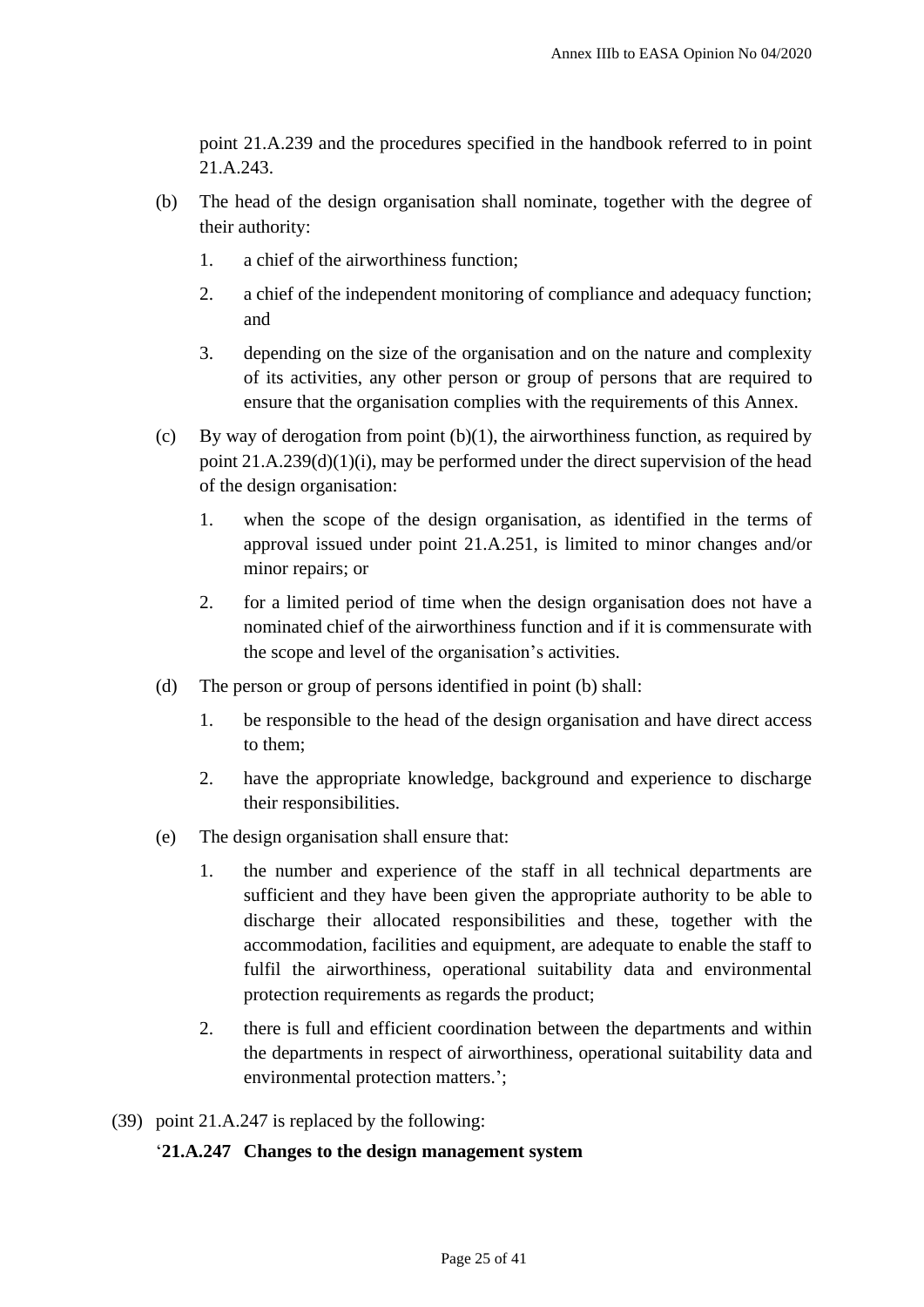point 21.A.239 and the procedures specified in the handbook referred to in point 21.A.243.

(b) The head of the design organisation shall nominate, together with the degree of their authority:

1. a chief of the airworthiness function;
2. a chief of the independent monitoring of compliance and adequacy function; and
3. depending on the size of the organisation and on the nature and complexity of its activities, any other person or group of persons that are required to ensure that the organisation complies with the requirements of this Annex.

(c) By way of derogation from point (b)(1), the airworthiness function, as required by point 21.A.239(d)(1)(i), may be performed under the direct supervision of the head of the design organisation:

1. when the scope of the design organisation, as identified in the terms of approval issued under point 21.A.251, is limited to minor changes and/or minor repairs; or
2. for a limited period of time when the design organisation does not have a nominated chief of the airworthiness function and if it is commensurate with the scope and level of the organisation's activities.

(d) The person or group of persons identified in point (b) shall:

1. be responsible to the head of the design organisation and have direct access to them;
2. have the appropriate knowledge, background and experience to discharge their responsibilities.

(e) The design organisation shall ensure that:

1. the number and experience of the staff in all technical departments are sufficient and they have been given the appropriate authority to be able to discharge their allocated responsibilities and these, together with the accommodation, facilities and equipment, are adequate to enable the staff to fulfil the airworthiness, operational suitability data and environmental protection requirements as regards the product;
2. there is full and efficient coordination between the departments and within the departments in respect of airworthiness, operational suitability data and environmental protection matters.';

(39) point 21.A.247 is replaced by the following:

'**21.A.247 Changes to the design management system**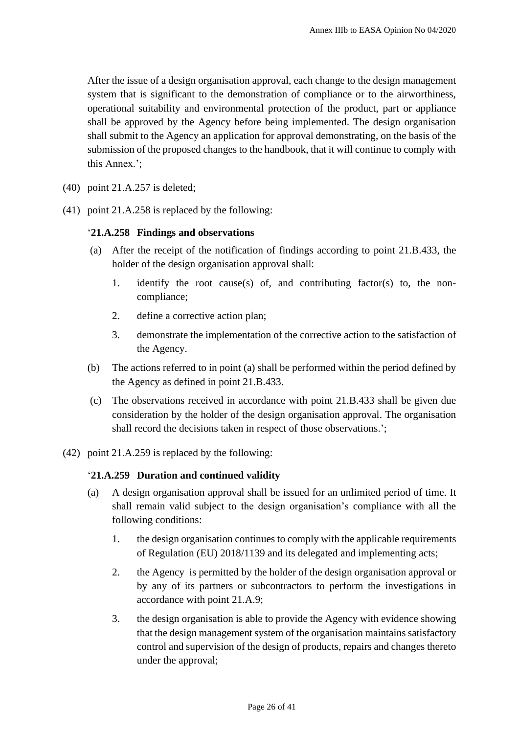After the issue of a design organisation approval, each change to the design management system that is significant to the demonstration of compliance or to the airworthiness, operational suitability and environmental protection of the product, part or appliance shall be approved by the Agency before being implemented. The design organisation shall submit to the Agency an application for approval demonstrating, on the basis of the submission of the proposed changes to the handbook, that it will continue to comply with this Annex.';

(40) point 21.A.257 is deleted;

(41) point 21.A.258 is replaced by the following:

'**21.A.258 Findings and observations**

(a) After the receipt of the notification of findings according to point 21.B.433, the holder of the design organisation approval shall:

1. identify the root cause(s) of, and contributing factor(s) to, the non-compliance;
2. define a corrective action plan;
3. demonstrate the implementation of the corrective action to the satisfaction of the Agency.

(b) The actions referred to in point (a) shall be performed within the period defined by the Agency as defined in point 21.B.433.

(c) The observations received in accordance with point 21.B.433 shall be given due consideration by the holder of the design organisation approval. The organisation shall record the decisions taken in respect of those observations.';

(42) point 21.A.259 is replaced by the following:

'**21.A.259 Duration and continued validity**

(a) A design organisation approval shall be issued for an unlimited period of time. It shall remain valid subject to the design organisation's compliance with all the following conditions:

1. the design organisation continues to comply with the applicable requirements of Regulation (EU) 2018/1139 and its delegated and implementing acts;
2. the Agency is permitted by the holder of the design organisation approval or by any of its partners or subcontractors to perform the investigations in accordance with point 21.A.9;
3. the design organisation is able to provide the Agency with evidence showing that the design management system of the organisation maintains satisfactory control and supervision of the design of products, repairs and changes thereto under the approval;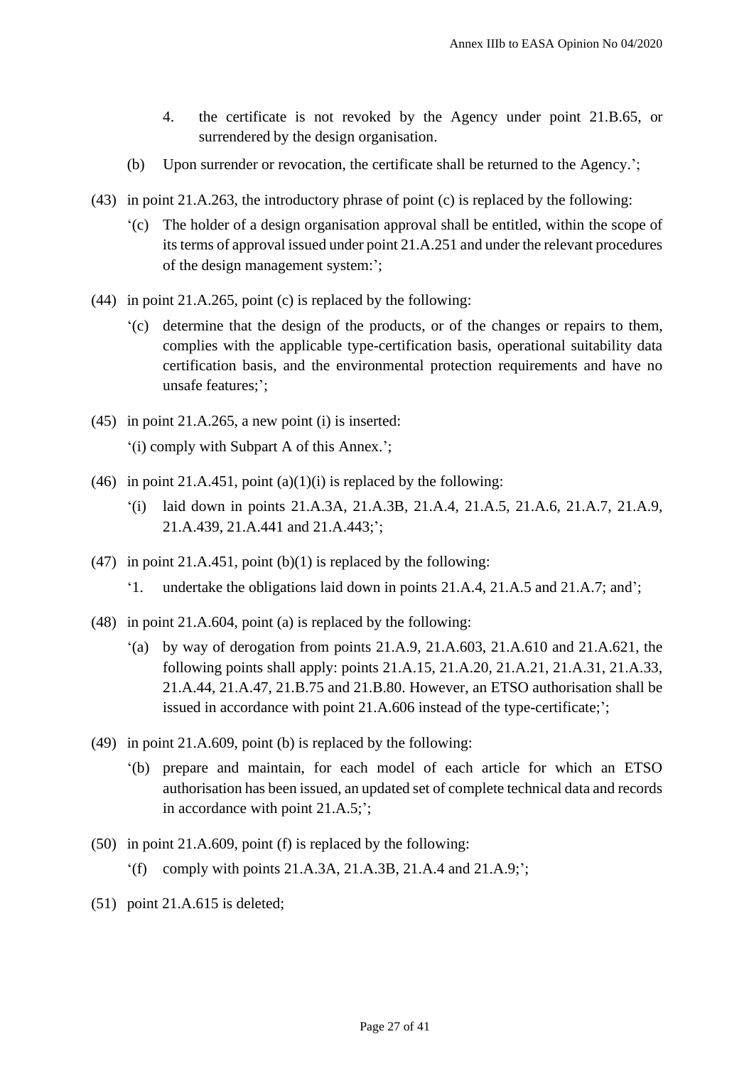4. the certificate is not revoked by the Agency under point 21.B.65, or surrendered by the design organisation.

(b) Upon surrender or revocation, the certificate shall be returned to the Agency.';

(43) in point 21.A.263, the introductory phrase of point (c) is replaced by the following:

'(c) The holder of a design organisation approval shall be entitled, within the scope of its terms of approval issued under point 21.A.251 and under the relevant procedures of the design management system:';

(44) in point 21.A.265, point (c) is replaced by the following:

'(c) determine that the design of the products, or of the changes or repairs to them, complies with the applicable type-certification basis, operational suitability data certification basis, and the environmental protection requirements and have no unsafe features;';

(45) in point 21.A.265, a new point (i) is inserted:

'(i) comply with Subpart A of this Annex.';

(46) in point 21.A.451, point (a)(1)(i) is replaced by the following:

'(i) laid down in points 21.A.3A, 21.A.3B, 21.A.4, 21.A.5, 21.A.6, 21.A.7, 21.A.9, 21.A.439, 21.A.441 and 21.A.443;';

(47) in point 21.A.451, point (b)(1) is replaced by the following:

'1. undertake the obligations laid down in points 21.A.4, 21.A.5 and 21.A.7; and';

(48) in point 21.A.604, point (a) is replaced by the following:

'(a) by way of derogation from points 21.A.9, 21.A.603, 21.A.610 and 21.A.621, the following points shall apply: points 21.A.15, 21.A.20, 21.A.21, 21.A.31, 21.A.33, 21.A.44, 21.A.47, 21.B.75 and 21.B.80. However, an ETSO authorisation shall be issued in accordance with point 21.A.606 instead of the type-certificate;';

(49) in point 21.A.609, point (b) is replaced by the following:

'(b) prepare and maintain, for each model of each article for which an ETSO authorisation has been issued, an updated set of complete technical data and records in accordance with point 21.A.5;';

(50) in point 21.A.609, point (f) is replaced by the following:

'(f) comply with points 21.A.3A, 21.A.3B, 21.A.4 and 21.A.9;';

(51) point 21.A.615 is deleted;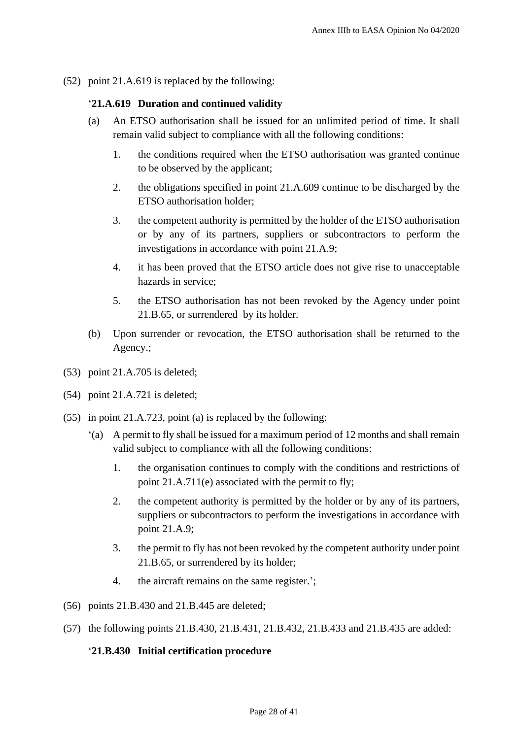(52) point 21.A.619 is replaced by the following:

‘**21.A.619 Duration and continued validity**

(a) An ETSO authorisation shall be issued for an unlimited period of time. It shall remain valid subject to compliance with all the following conditions:

1. the conditions required when the ETSO authorisation was granted continue to be observed by the applicant;

2. the obligations specified in point 21.A.609 continue to be discharged by the ETSO authorisation holder;

3. the competent authority is permitted by the holder of the ETSO authorisation or by any of its partners, suppliers or subcontractors to perform the investigations in accordance with point 21.A.9;

4. it has been proved that the ETSO article does not give rise to unacceptable hazards in service;

5. the ETSO authorisation has not been revoked by the Agency under point 21.B.65, or surrendered by its holder.

(b) Upon surrender or revocation, the ETSO authorisation shall be returned to the Agency.;

(53) point 21.A.705 is deleted;

(54) point 21.A.721 is deleted;

(55) in point 21.A.723, point (a) is replaced by the following:

‘(a) A permit to fly shall be issued for a maximum period of 12 months and shall remain valid subject to compliance with all the following conditions:

1. the organisation continues to comply with the conditions and restrictions of point 21.A.711(e) associated with the permit to fly;

2. the competent authority is permitted by the holder or by any of its partners, suppliers or subcontractors to perform the investigations in accordance with point 21.A.9;

3. the permit to fly has not been revoked by the competent authority under point 21.B.65, or surrendered by its holder;

4. the aircraft remains on the same register.’;

(56) points 21.B.430 and 21.B.445 are deleted;

(57) the following points 21.B.430, 21.B.431, 21.B.432, 21.B.433 and 21.B.435 are added:

‘**21.B.430 Initial certification procedure**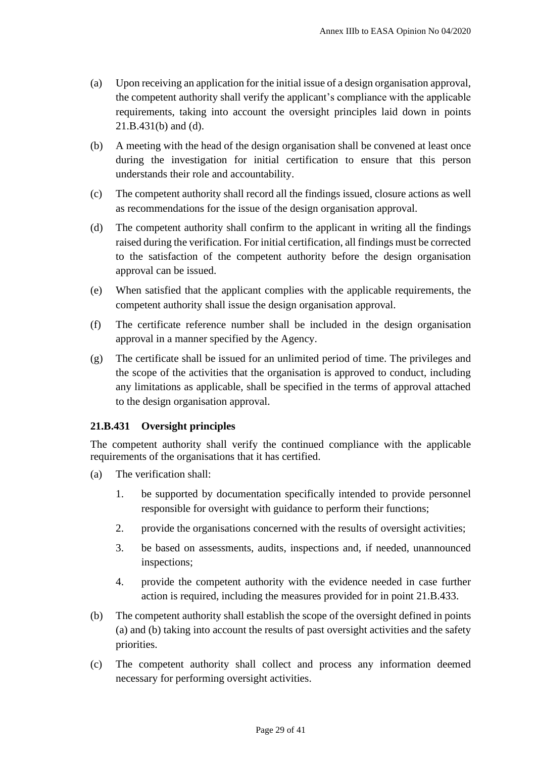(a) Upon receiving an application for the initial issue of a design organisation approval, the competent authority shall verify the applicant's compliance with the applicable requirements, taking into account the oversight principles laid down in points 21.B.431(b) and (d).

(b) A meeting with the head of the design organisation shall be convened at least once during the investigation for initial certification to ensure that this person understands their role and accountability.

(c) The competent authority shall record all the findings issued, closure actions as well as recommendations for the issue of the design organisation approval.

(d) The competent authority shall confirm to the applicant in writing all the findings raised during the verification. For initial certification, all findings must be corrected to the satisfaction of the competent authority before the design organisation approval can be issued.

(e) When satisfied that the applicant complies with the applicable requirements, the competent authority shall issue the design organisation approval.

(f) The certificate reference number shall be included in the design organisation approval in a manner specified by the Agency.

(g) The certificate shall be issued for an unlimited period of time. The privileges and the scope of the activities that the organisation is approved to conduct, including any limitations as applicable, shall be specified in the terms of approval attached to the design organisation approval.

### 21.B.431 Oversight principles

The competent authority shall verify the continued compliance with the applicable requirements of the organisations that it has certified.

(a) The verification shall:

1. be supported by documentation specifically intended to provide personnel responsible for oversight with guidance to perform their functions;
2. provide the organisations concerned with the results of oversight activities;
3. be based on assessments, audits, inspections and, if needed, unannounced inspections;
4. provide the competent authority with the evidence needed in case further action is required, including the measures provided for in point 21.B.433.

(b) The competent authority shall establish the scope of the oversight defined in points (a) and (b) taking into account the results of past oversight activities and the safety priorities.

(c) The competent authority shall collect and process any information deemed necessary for performing oversight activities.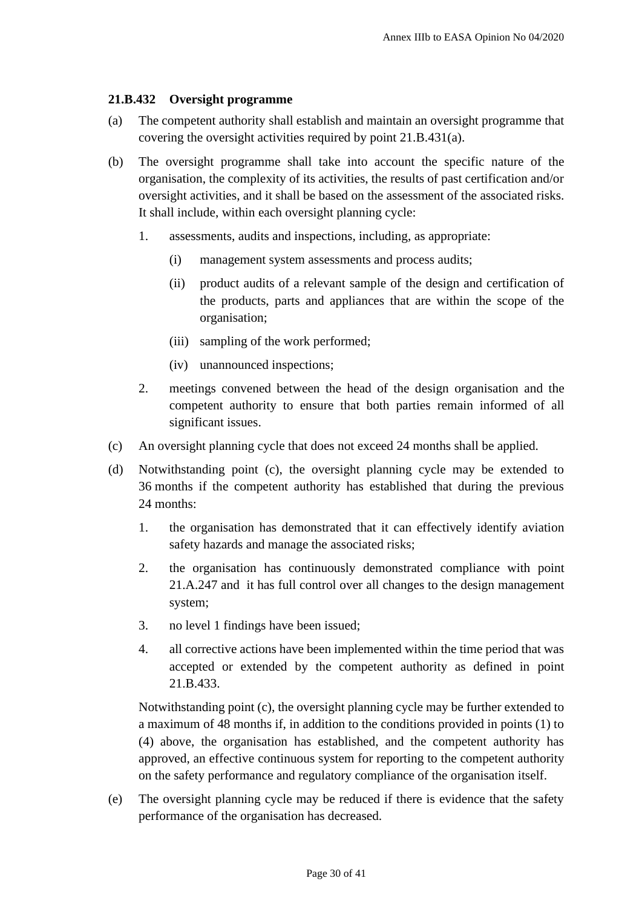### 21.B.432 Oversight programme

(a) The competent authority shall establish and maintain an oversight programme that covering the oversight activities required by point 21.B.431(a).

(b) The oversight programme shall take into account the specific nature of the organisation, the complexity of its activities, the results of past certification and/or oversight activities, and it shall be based on the assessment of the associated risks. It shall include, within each oversight planning cycle:

1. assessments, audits and inspections, including, as appropriate:

   (i) management system assessments and process audits;

   (ii) product audits of a relevant sample of the design and certification of the products, parts and appliances that are within the scope of the organisation;

   (iii) sampling of the work performed;

   (iv) unannounced inspections;

2. meetings convened between the head of the design organisation and the competent authority to ensure that both parties remain informed of all significant issues.

(c) An oversight planning cycle that does not exceed 24 months shall be applied.

(d) Notwithstanding point (c), the oversight planning cycle may be extended to 36 months if the competent authority has established that during the previous 24 months:

1. the organisation has demonstrated that it can effectively identify aviation safety hazards and manage the associated risks;

2. the organisation has continuously demonstrated compliance with point 21.A.247 and it has full control over all changes to the design management system;

3. no level 1 findings have been issued;

4. all corrective actions have been implemented within the time period that was accepted or extended by the competent authority as defined in point 21.B.433.

Notwithstanding point (c), the oversight planning cycle may be further extended to a maximum of 48 months if, in addition to the conditions provided in points (1) to (4) above, the organisation has established, and the competent authority has approved, an effective continuous system for reporting to the competent authority on the safety performance and regulatory compliance of the organisation itself.

(e) The oversight planning cycle may be reduced if there is evidence that the safety performance of the organisation has decreased.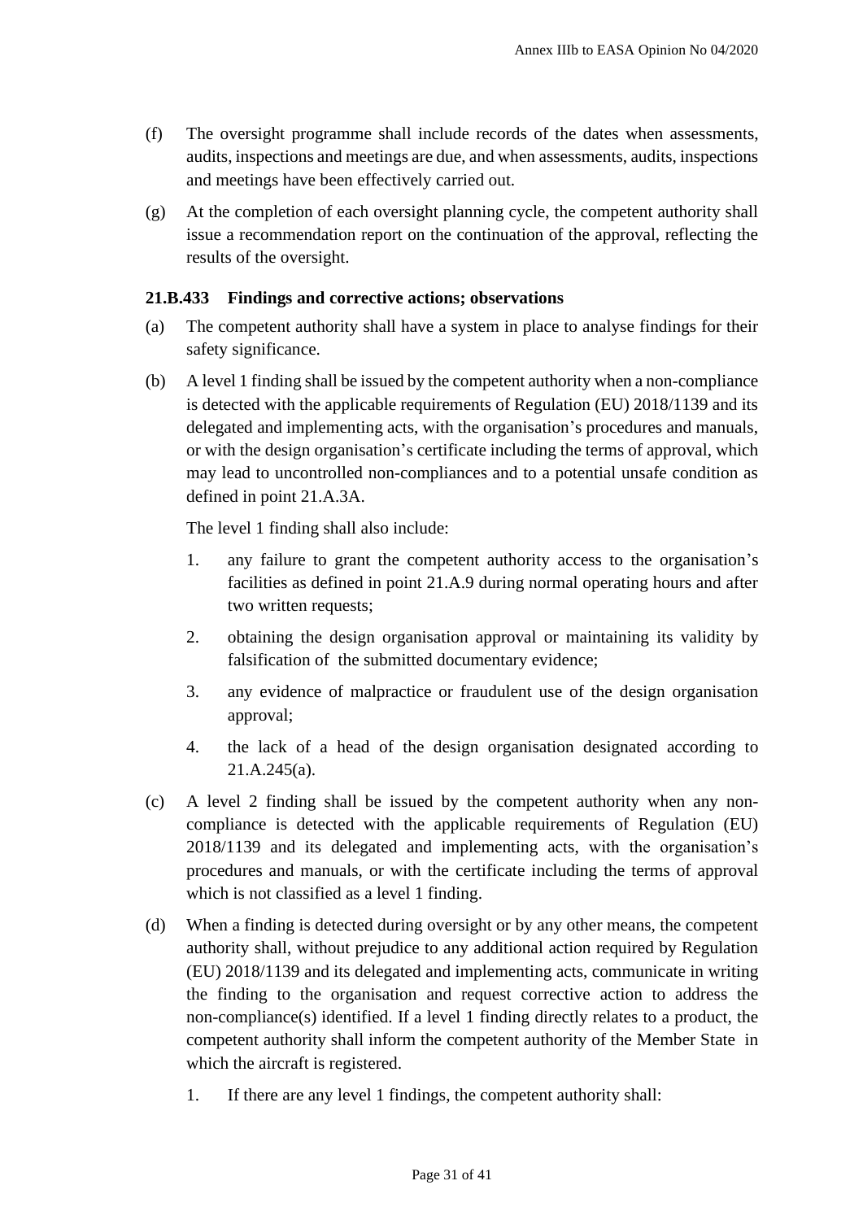(f) The oversight programme shall include records of the dates when assessments, audits, inspections and meetings are due, and when assessments, audits, inspections and meetings have been effectively carried out.

(g) At the completion of each oversight planning cycle, the competent authority shall issue a recommendation report on the continuation of the approval, reflecting the results of the oversight.

### 21.B.433 Findings and corrective actions; observations

(a) The competent authority shall have a system in place to analyse findings for their safety significance.

(b) A level 1 finding shall be issued by the competent authority when a non-compliance is detected with the applicable requirements of Regulation (EU) 2018/1139 and its delegated and implementing acts, with the organisation's procedures and manuals, or with the design organisation's certificate including the terms of approval, which may lead to uncontrolled non-compliances and to a potential unsafe condition as defined in point 21.A.3A.

The level 1 finding shall also include:

1. any failure to grant the competent authority access to the organisation's facilities as defined in point 21.A.9 during normal operating hours and after two written requests;
2. obtaining the design organisation approval or maintaining its validity by falsification of the submitted documentary evidence;
3. any evidence of malpractice or fraudulent use of the design organisation approval;
4. the lack of a head of the design organisation designated according to 21.A.245(a).

(c) A level 2 finding shall be issued by the competent authority when any non-compliance is detected with the applicable requirements of Regulation (EU) 2018/1139 and its delegated and implementing acts, with the organisation's procedures and manuals, or with the certificate including the terms of approval which is not classified as a level 1 finding.

(d) When a finding is detected during oversight or by any other means, the competent authority shall, without prejudice to any additional action required by Regulation (EU) 2018/1139 and its delegated and implementing acts, communicate in writing the finding to the organisation and request corrective action to address the non-compliance(s) identified. If a level 1 finding directly relates to a product, the competent authority shall inform the competent authority of the Member State in which the aircraft is registered.

1. If there are any level 1 findings, the competent authority shall: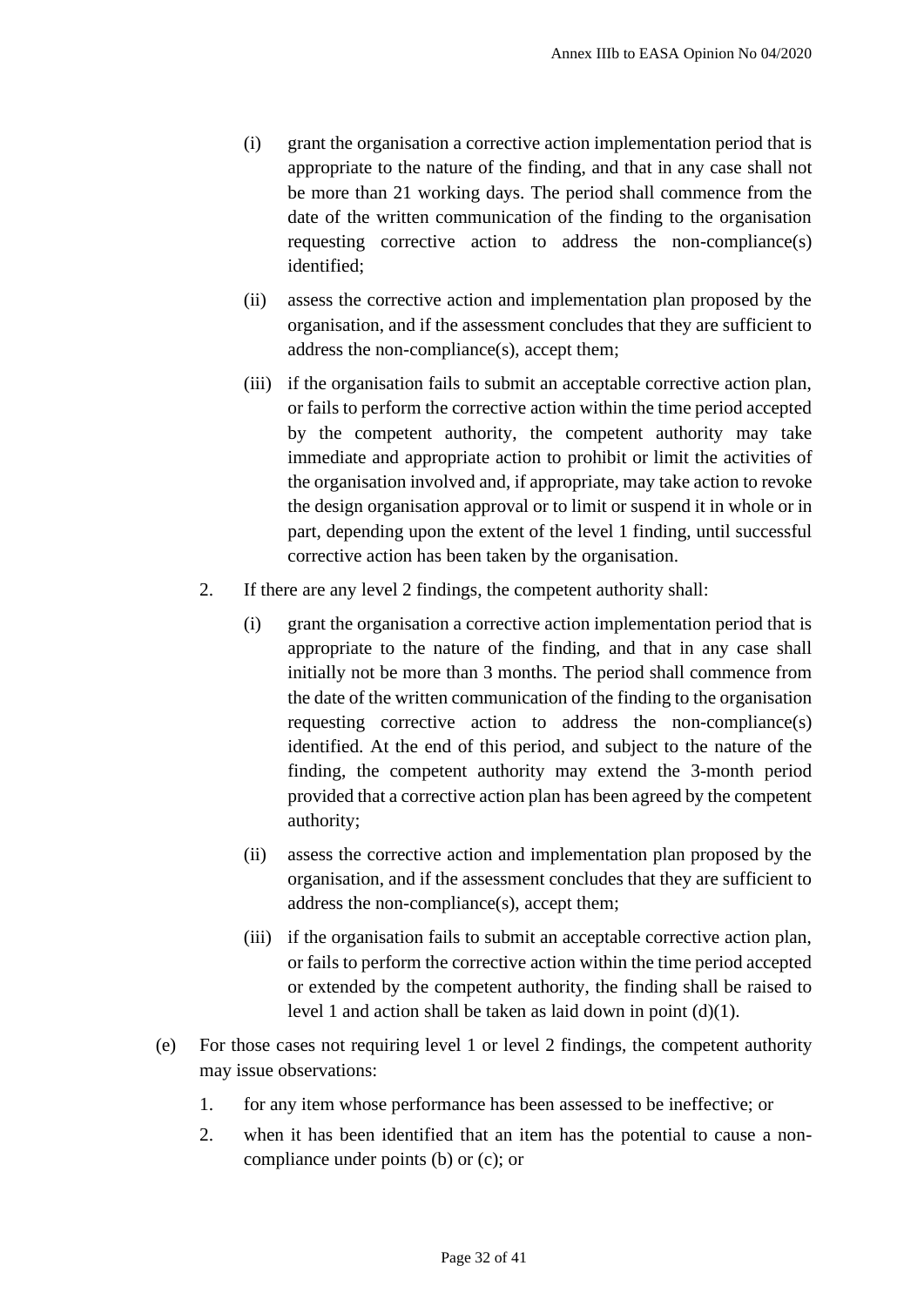(i) grant the organisation a corrective action implementation period that is appropriate to the nature of the finding, and that in any case shall not be more than 21 working days. The period shall commence from the date of the written communication of the finding to the organisation requesting corrective action to address the non-compliance(s) identified;

(ii) assess the corrective action and implementation plan proposed by the organisation, and if the assessment concludes that they are sufficient to address the non-compliance(s), accept them;

(iii) if the organisation fails to submit an acceptable corrective action plan, or fails to perform the corrective action within the time period accepted by the competent authority, the competent authority may take immediate and appropriate action to prohibit or limit the activities of the organisation involved and, if appropriate, may take action to revoke the design organisation approval or to limit or suspend it in whole or in part, depending upon the extent of the level 1 finding, until successful corrective action has been taken by the organisation.

2. If there are any level 2 findings, the competent authority shall:

   (i) grant the organisation a corrective action implementation period that is appropriate to the nature of the finding, and that in any case shall initially not be more than 3 months. The period shall commence from the date of the written communication of the finding to the organisation requesting corrective action to address the non-compliance(s) identified. At the end of this period, and subject to the nature of the finding, the competent authority may extend the 3-month period provided that a corrective action plan has been agreed by the competent authority;

   (ii) assess the corrective action and implementation plan proposed by the organisation, and if the assessment concludes that they are sufficient to address the non-compliance(s), accept them;

   (iii) if the organisation fails to submit an acceptable corrective action plan, or fails to perform the corrective action within the time period accepted or extended by the competent authority, the finding shall be raised to level 1 and action shall be taken as laid down in point (d)(1).

(e) For those cases not requiring level 1 or level 2 findings, the competent authority may issue observations:

1. for any item whose performance has been assessed to be ineffective; or
2. when it has been identified that an item has the potential to cause a non-compliance under points (b) or (c); or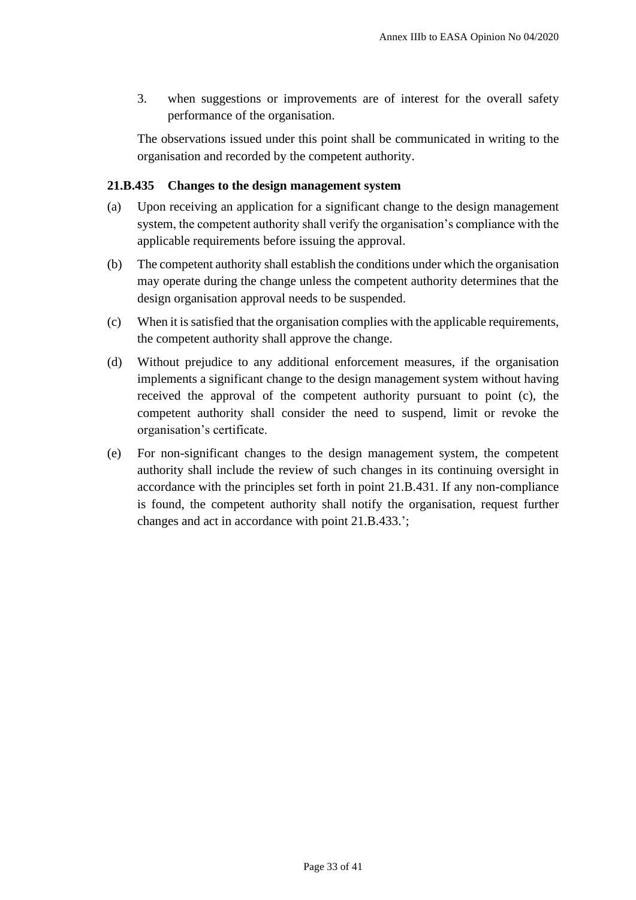3. when suggestions or improvements are of interest for the overall safety performance of the organisation.

The observations issued under this point shall be communicated in writing to the organisation and recorded by the competent authority.

**21.B.435 Changes to the design management system**

(a) Upon receiving an application for a significant change to the design management system, the competent authority shall verify the organisation's compliance with the applicable requirements before issuing the approval.

(b) The competent authority shall establish the conditions under which the organisation may operate during the change unless the competent authority determines that the design organisation approval needs to be suspended.

(c) When it is satisfied that the organisation complies with the applicable requirements, the competent authority shall approve the change.

(d) Without prejudice to any additional enforcement measures, if the organisation implements a significant change to the design management system without having received the approval of the competent authority pursuant to point (c), the competent authority shall consider the need to suspend, limit or revoke the organisation's certificate.

(e) For non-significant changes to the design management system, the competent authority shall include the review of such changes in its continuing oversight in accordance with the principles set forth in point 21.B.431. If any non-compliance is found, the competent authority shall notify the organisation, request further changes and act in accordance with point 21.B.433.';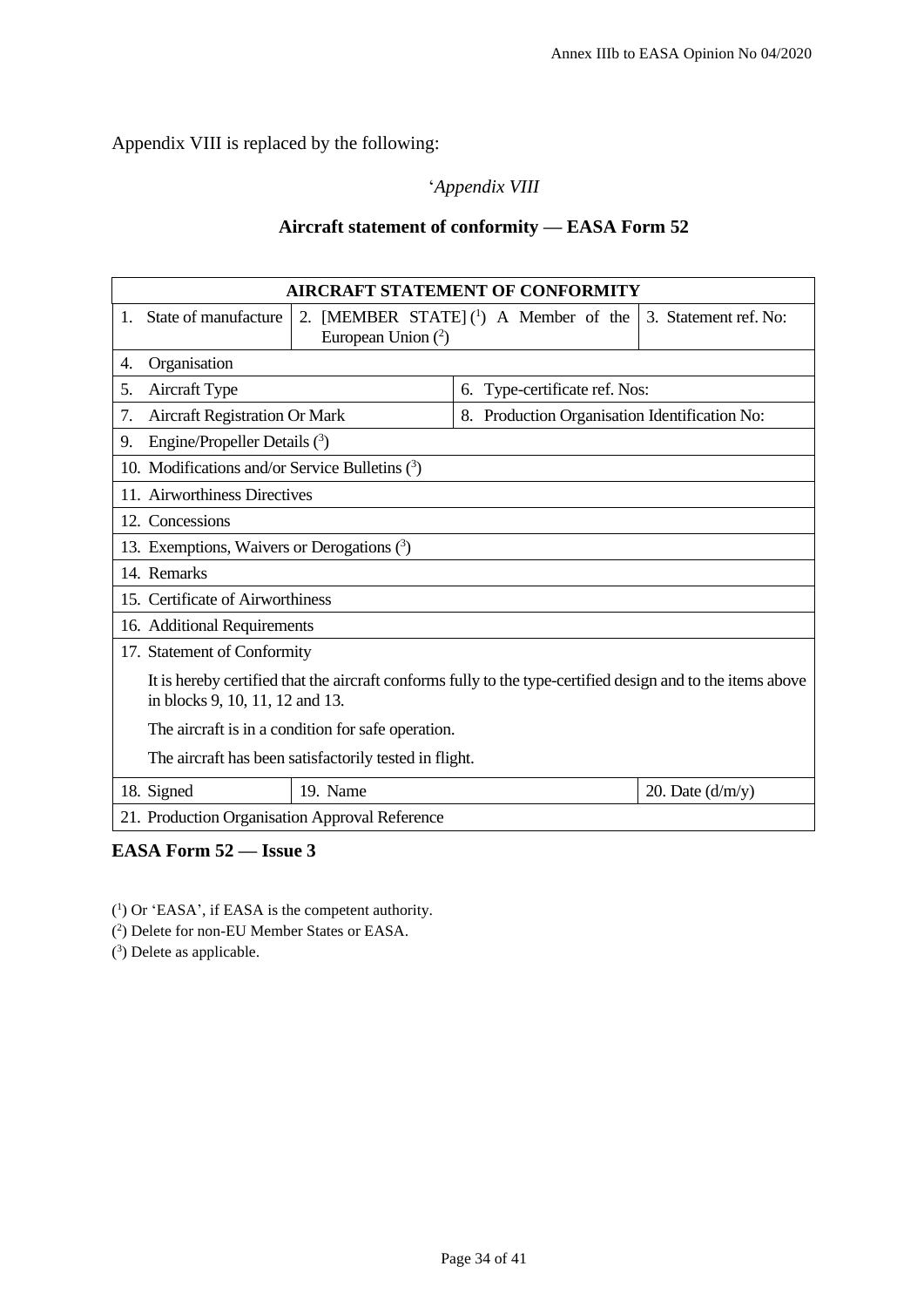Appendix VIII is replaced by the following:

'*Appendix VIII*

**Aircraft statement of conformity — EASA Form 52**

| AIRCRAFT STATEMENT OF CONFORMITY | | | |
|---|---|---|---|
| 1. State of manufacture | 2. [MEMBER STATE] ([1]) A Member of the European Union ([2]) | | 3. Statement ref. No: |
| 4. Organisation | | | |
| 5. Aircraft Type | | 6. Type-certificate ref. Nos: | |
| 7. Aircraft Registration Or Mark | | 8. Production Organisation Identification No: | |
| 9. Engine/Propeller Details ([3]) | | | |
| 10. Modifications and/or Service Bulletins ([3]) | | | |
| 11. Airworthiness Directives | | | |
| 12. Concessions | | | |
| 13. Exemptions, Waivers or Derogations ([3]) | | | |
| 14. Remarks | | | |
| 15. Certificate of Airworthiness | | | |
| 16. Additional Requirements | | | |
| 17. Statement of Conformity<br><br>It is hereby certified that the aircraft conforms fully to the type-certified design and to the items above in blocks 9, 10, 11, 12 and 13.<br><br>The aircraft is in a condition for safe operation.<br><br>The aircraft has been satisfactorily tested in flight. | | | |
| 18. Signed | 19. Name | | 20. Date (d/m/y) |
| 21. Production Organisation Approval Reference | | | |

**EASA Form 52 — Issue 3**

([1]) Or 'EASA', if EASA is the competent authority.

([2]) Delete for non-EU Member States or EASA.

([3]) Delete as applicable.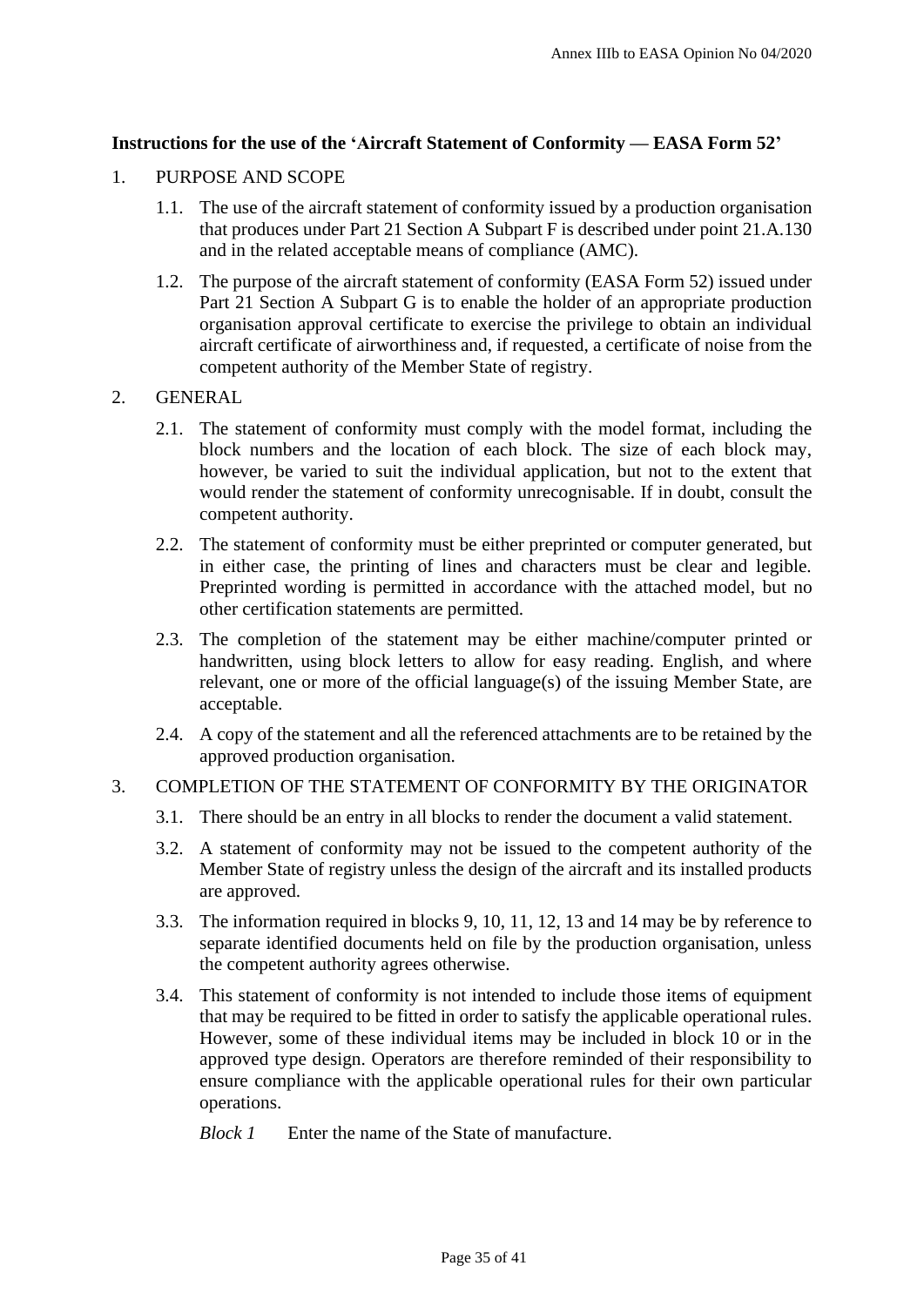**Instructions for the use of the 'Aircraft Statement of Conformity — EASA Form 52'**

1. PURPOSE AND SCOPE

   1.1. The use of the aircraft statement of conformity issued by a production organisation that produces under Part 21 Section A Subpart F is described under point 21.A.130 and in the related acceptable means of compliance (AMC).

   1.2. The purpose of the aircraft statement of conformity (EASA Form 52) issued under Part 21 Section A Subpart G is to enable the holder of an appropriate production organisation approval certificate to exercise the privilege to obtain an individual aircraft certificate of airworthiness and, if requested, a certificate of noise from the competent authority of the Member State of registry.

2. GENERAL

   2.1. The statement of conformity must comply with the model format, including the block numbers and the location of each block. The size of each block may, however, be varied to suit the individual application, but not to the extent that would render the statement of conformity unrecognisable. If in doubt, consult the competent authority.

   2.2. The statement of conformity must be either preprinted or computer generated, but in either case, the printing of lines and characters must be clear and legible. Preprinted wording is permitted in accordance with the attached model, but no other certification statements are permitted.

   2.3. The completion of the statement may be either machine/computer printed or handwritten, using block letters to allow for easy reading. English, and where relevant, one or more of the official language(s) of the issuing Member State, are acceptable.

   2.4. A copy of the statement and all the referenced attachments are to be retained by the approved production organisation.

3. COMPLETION OF THE STATEMENT OF CONFORMITY BY THE ORIGINATOR

   3.1. There should be an entry in all blocks to render the document a valid statement.

   3.2. A statement of conformity may not be issued to the competent authority of the Member State of registry unless the design of the aircraft and its installed products are approved.

   3.3. The information required in blocks 9, 10, 11, 12, 13 and 14 may be by reference to separate identified documents held on file by the production organisation, unless the competent authority agrees otherwise.

   3.4. This statement of conformity is not intended to include those items of equipment that may be required to be fitted in order to satisfy the applicable operational rules. However, some of these individual items may be included in block 10 or in the approved type design. Operators are therefore reminded of their responsibility to ensure compliance with the applicable operational rules for their own particular operations.

   *Block 1* Enter the name of the State of manufacture.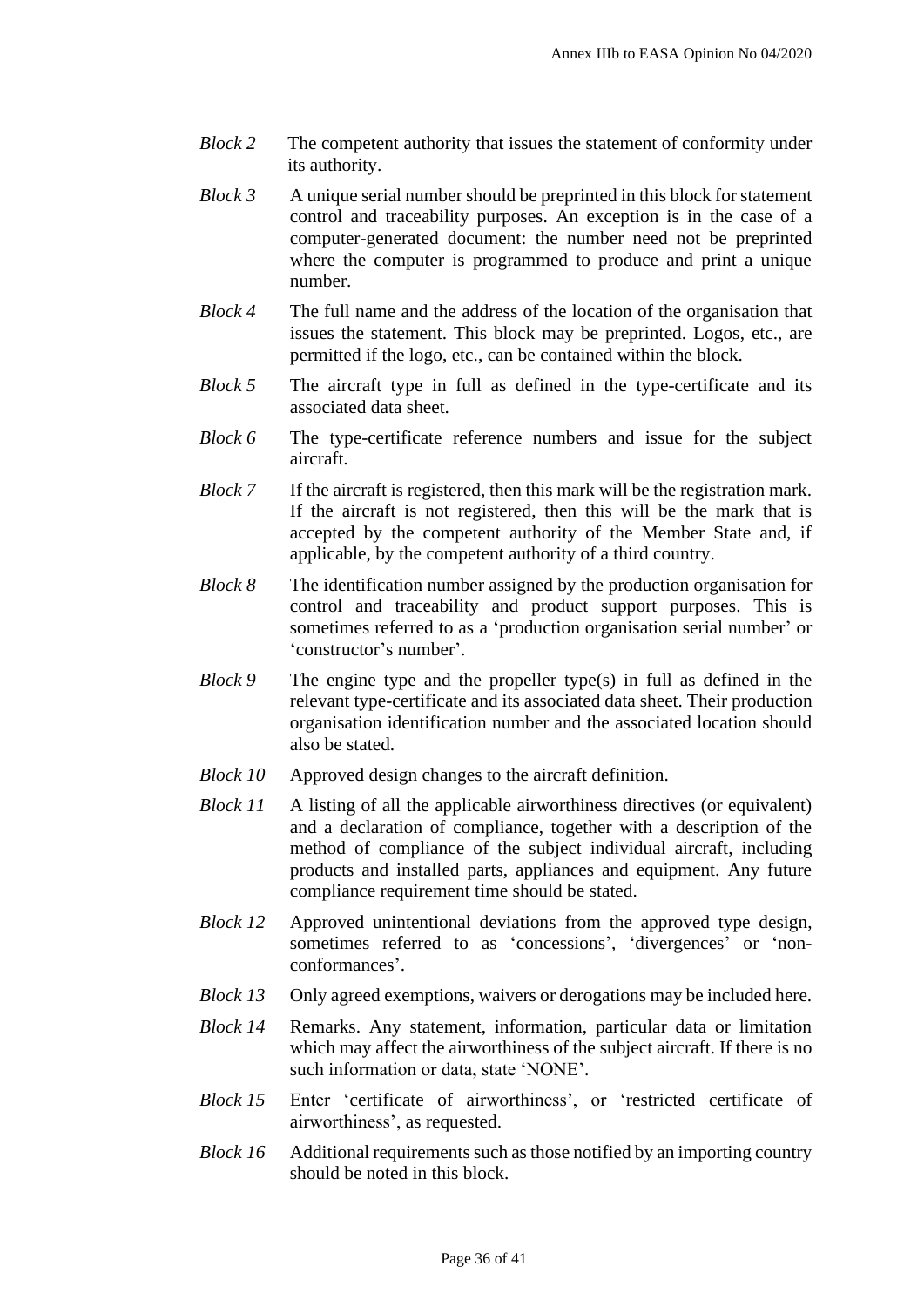*Block 2* The competent authority that issues the statement of conformity under its authority.

*Block 3* A unique serial number should be preprinted in this block for statement control and traceability purposes. An exception is in the case of a computer-generated document: the number need not be preprinted where the computer is programmed to produce and print a unique number.

*Block 4* The full name and the address of the location of the organisation that issues the statement. This block may be preprinted. Logos, etc., are permitted if the logo, etc., can be contained within the block.

*Block 5* The aircraft type in full as defined in the type-certificate and its associated data sheet.

*Block 6* The type-certificate reference numbers and issue for the subject aircraft.

*Block 7* If the aircraft is registered, then this mark will be the registration mark. If the aircraft is not registered, then this will be the mark that is accepted by the competent authority of the Member State and, if applicable, by the competent authority of a third country.

*Block 8* The identification number assigned by the production organisation for control and traceability and product support purposes. This is sometimes referred to as a 'production organisation serial number' or 'constructor's number'.

*Block 9* The engine type and the propeller type(s) in full as defined in the relevant type-certificate and its associated data sheet. Their production organisation identification number and the associated location should also be stated.

*Block 10* Approved design changes to the aircraft definition.

*Block 11* A listing of all the applicable airworthiness directives (or equivalent) and a declaration of compliance, together with a description of the method of compliance of the subject individual aircraft, including products and installed parts, appliances and equipment. Any future compliance requirement time should be stated.

*Block 12* Approved unintentional deviations from the approved type design, sometimes referred to as 'concessions', 'divergences' or 'non-conformances'.

*Block 13* Only agreed exemptions, waivers or derogations may be included here.

*Block 14* Remarks. Any statement, information, particular data or limitation which may affect the airworthiness of the subject aircraft. If there is no such information or data, state 'NONE'.

*Block 15* Enter 'certificate of airworthiness', or 'restricted certificate of airworthiness', as requested.

*Block 16* Additional requirements such as those notified by an importing country should be noted in this block.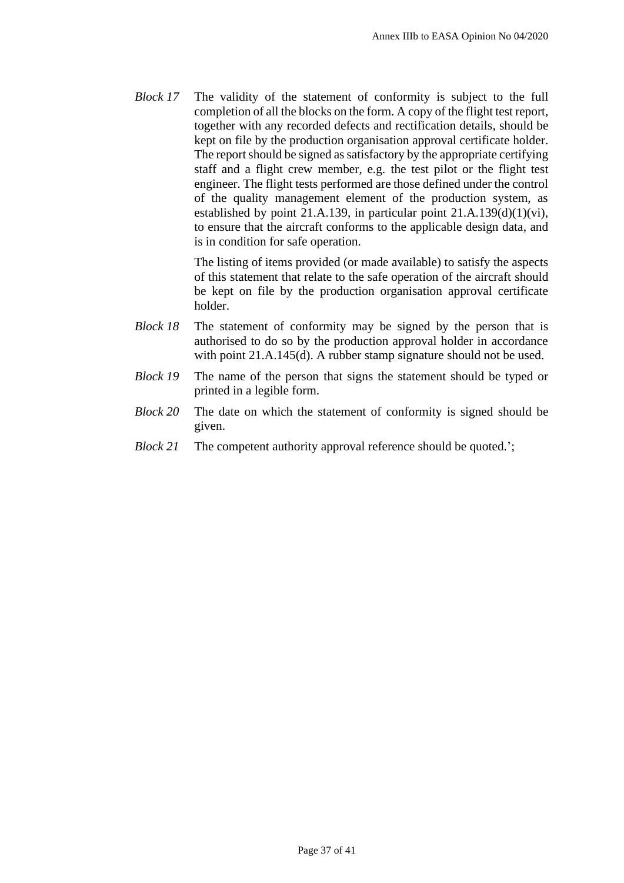*Block 17* The validity of the statement of conformity is subject to the full completion of all the blocks on the form. A copy of the flight test report, together with any recorded defects and rectification details, should be kept on file by the production organisation approval certificate holder. The report should be signed as satisfactory by the appropriate certifying staff and a flight crew member, e.g. the test pilot or the flight test engineer. The flight tests performed are those defined under the control of the quality management element of the production system, as established by point 21.A.139, in particular point 21.A.139(d)(1)(vi), to ensure that the aircraft conforms to the applicable design data, and is in condition for safe operation.

The listing of items provided (or made available) to satisfy the aspects of this statement that relate to the safe operation of the aircraft should be kept on file by the production organisation approval certificate holder.

*Block 18* The statement of conformity may be signed by the person that is authorised to do so by the production approval holder in accordance with point 21.A.145(d). A rubber stamp signature should not be used.

*Block 19* The name of the person that signs the statement should be typed or printed in a legible form.

*Block 20* The date on which the statement of conformity is signed should be given.

*Block 21* The competent authority approval reference should be quoted.';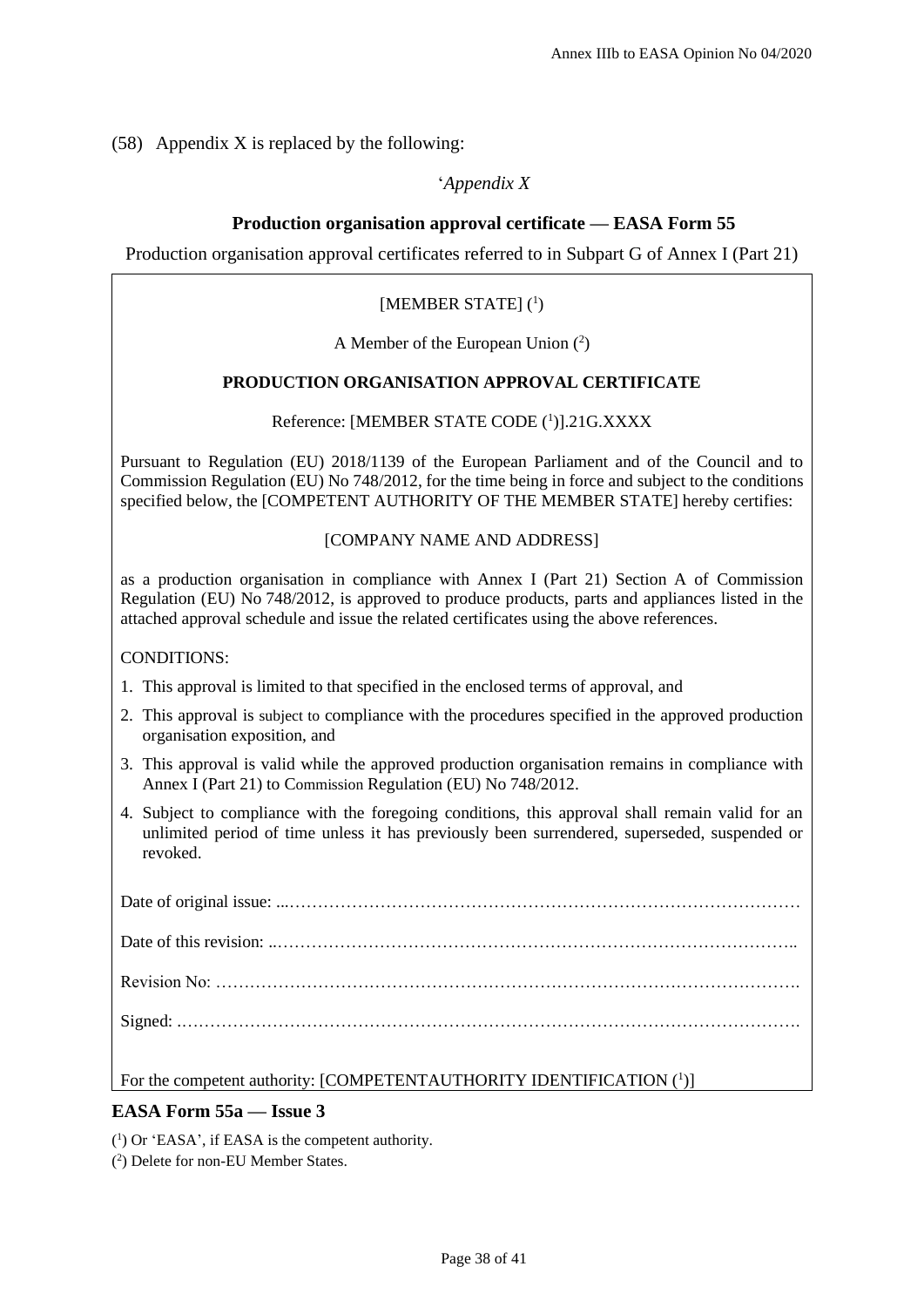(58) Appendix X is replaced by the following:

'*Appendix X*

**Production organisation approval certificate — EASA Form 55**

Production organisation approval certificates referred to in Subpart G of Annex I (Part 21)

[MEMBER STATE] ([1])

A Member of the European Union ([2])

**PRODUCTION ORGANISATION APPROVAL CERTIFICATE**

Reference: [MEMBER STATE CODE ([1])].21G.XXXX

Pursuant to Regulation (EU) 2018/1139 of the European Parliament and of the Council and to Commission Regulation (EU) No 748/2012, for the time being in force and subject to the conditions specified below, the [COMPETENT AUTHORITY OF THE MEMBER STATE] hereby certifies:

[COMPANY NAME AND ADDRESS]

as a production organisation in compliance with Annex I (Part 21) Section A of Commission Regulation (EU) No 748/2012, is approved to produce products, parts and appliances listed in the attached approval schedule and issue the related certificates using the above references.

CONDITIONS:

1. This approval is limited to that specified in the enclosed terms of approval, and
2. This approval is subject to compliance with the procedures specified in the approved production organisation exposition, and
3. This approval is valid while the approved production organisation remains in compliance with Annex I (Part 21) to Commission Regulation (EU) No 748/2012.
4. Subject to compliance with the foregoing conditions, this approval shall remain valid for an unlimited period of time unless it has previously been surrendered, superseded, suspended or revoked.

Date of original issue: ...………………………………………………………………………………

Date of this revision: ..……………………………………………………………………………..

Revision No: ……………………………………………………………………………………….

Signed: ……………………………………………………………………………………………….

For the competent authority: [COMPETENTAUTHORITY IDENTIFICATION ([1])]

**EASA Form 55a — Issue 3**

([1]) Or 'EASA', if EASA is the competent authority.

([2]) Delete for non-EU Member States.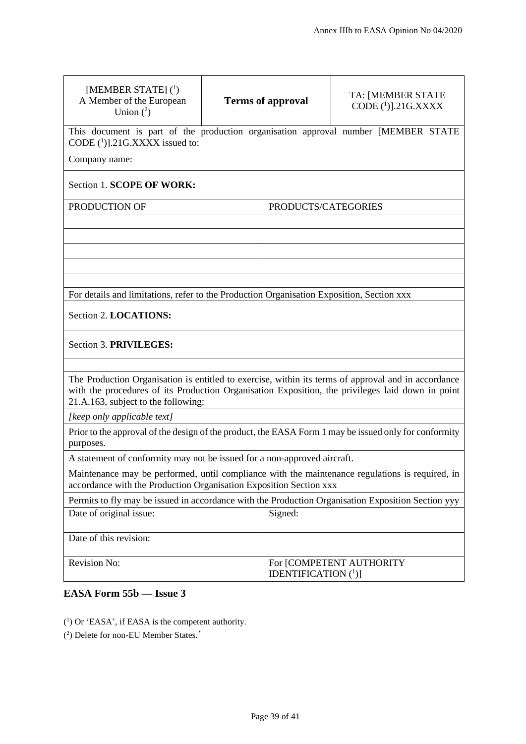| [MEMBER STATE] ([1]) A Member of the European Union ([2]) | **Terms of approval** | TA: [MEMBER STATE CODE ([1])].21G.XXXX |
|---|---|---|

This document is part of the production organisation approval number [MEMBER STATE CODE ([1])].21G.XXXX issued to:

Company name:

Section 1. **SCOPE OF WORK:**

| PRODUCTION OF | PRODUCTS/CATEGORIES |
|---|---|
| | |
| | |
| | |
| | |
| | |

For details and limitations, refer to the Production Organisation Exposition, Section xxx

Section 2. **LOCATIONS:**

Section 3. **PRIVILEGES:**

The Production Organisation is entitled to exercise, within its terms of approval and in accordance with the procedures of its Production Organisation Exposition, the privileges laid down in point 21.A.163, subject to the following:

*[keep only applicable text]*

Prior to the approval of the design of the product, the EASA Form 1 may be issued only for conformity purposes.

A statement of conformity may not be issued for a non-approved aircraft.

Maintenance may be performed, until compliance with the maintenance regulations is required, in accordance with the Production Organisation Exposition Section xxx

Permits to fly may be issued in accordance with the Production Organisation Exposition Section yyy

| Date of original issue: | Signed: |
|---|---|
| Date of this revision: | |
| Revision No: | For [COMPETENT AUTHORITY IDENTIFICATION ([1])] |

**EASA Form 55b — Issue 3**

([1]) Or 'EASA', if EASA is the competent authority.

([2]) Delete for non-EU Member States.'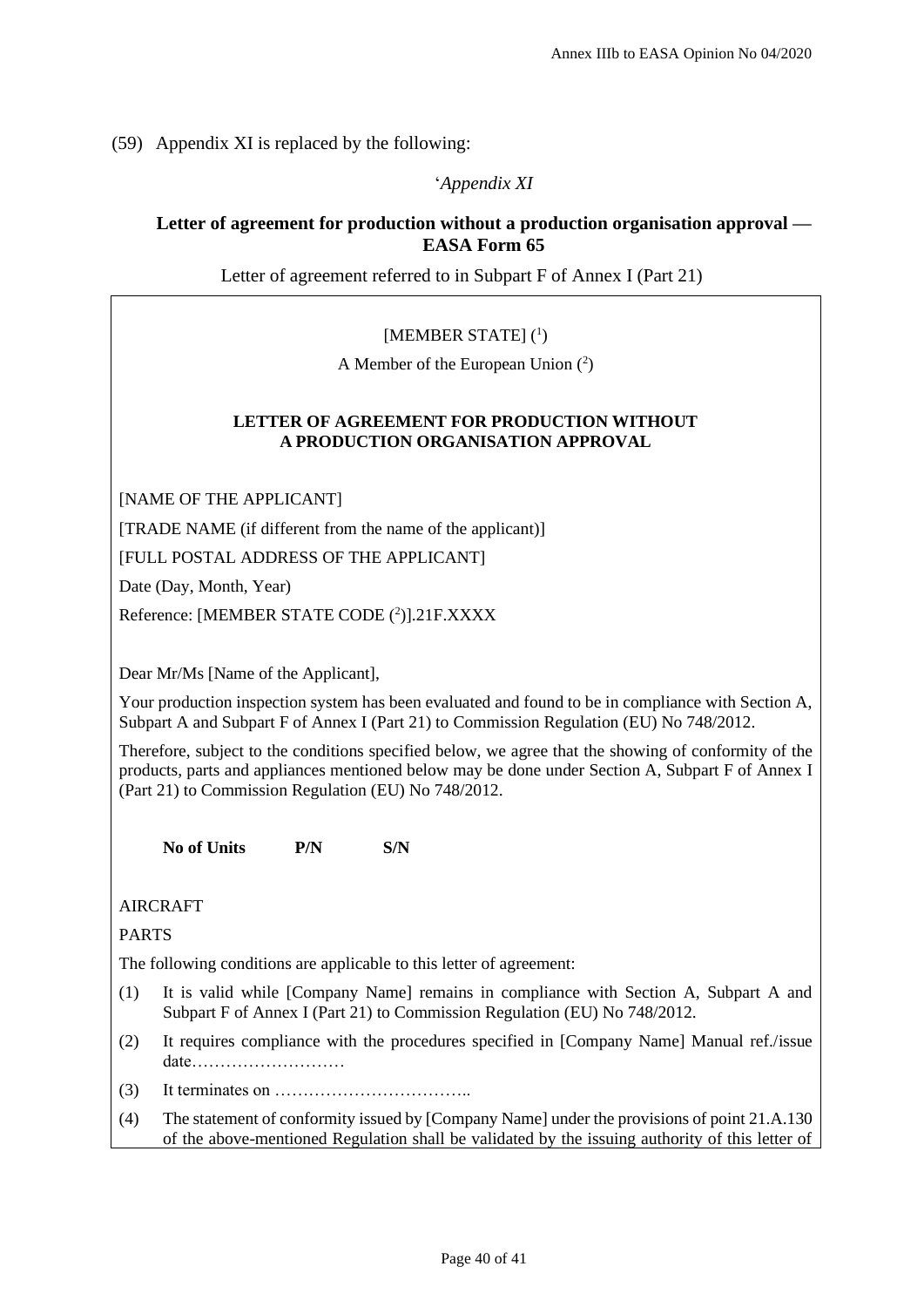(59) Appendix XI is replaced by the following:

'*Appendix XI*

**Letter of agreement for production without a production organisation approval — EASA Form 65**

Letter of agreement referred to in Subpart F of Annex I (Part 21)

[MEMBER STATE] ([1])

A Member of the European Union ([2])

**LETTER OF AGREEMENT FOR PRODUCTION WITHOUT A PRODUCTION ORGANISATION APPROVAL**

[NAME OF THE APPLICANT]

[TRADE NAME (if different from the name of the applicant)]

[FULL POSTAL ADDRESS OF THE APPLICANT]

Date (Day, Month, Year)

Reference: [MEMBER STATE CODE ([2])].21F.XXXX

Dear Mr/Ms [Name of the Applicant],

Your production inspection system has been evaluated and found to be in compliance with Section A, Subpart A and Subpart F of Annex I (Part 21) to Commission Regulation (EU) No 748/2012.

Therefore, subject to the conditions specified below, we agree that the showing of conformity of the products, parts and appliances mentioned below may be done under Section A, Subpart F of Annex I (Part 21) to Commission Regulation (EU) No 748/2012.

| | No of Units | P/N | S/N |
|---|---|---|---|
| AIRCRAFT | | | |
| PARTS | | | |

The following conditions are applicable to this letter of agreement:

(1) It is valid while [Company Name] remains in compliance with Section A, Subpart A and Subpart F of Annex I (Part 21) to Commission Regulation (EU) No 748/2012.

(2) It requires compliance with the procedures specified in [Company Name] Manual ref./issue date………………………

(3) It terminates on ……………………………..

(4) The statement of conformity issued by [Company Name] under the provisions of point 21.A.130 of the above-mentioned Regulation shall be validated by the issuing authority of this letter of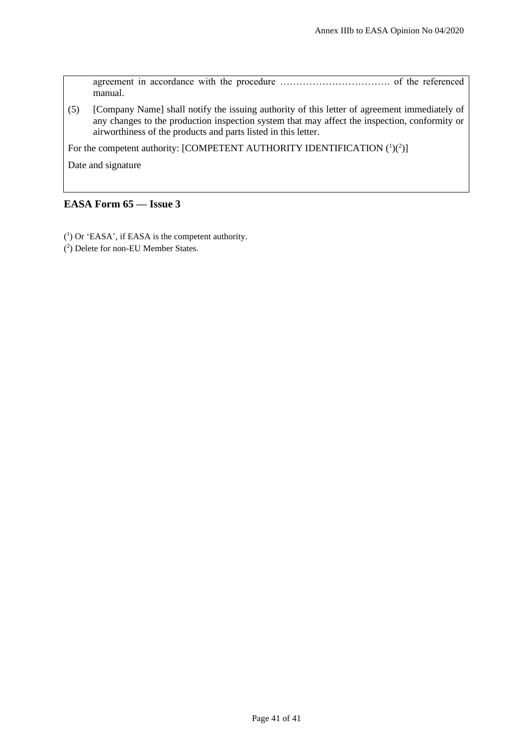agreement in accordance with the procedure ……………………………. of the referenced manual.

(5) [Company Name] shall notify the issuing authority of this letter of agreement immediately of any changes to the production inspection system that may affect the inspection, conformity or airworthiness of the products and parts listed in this letter.

For the competent authority: [COMPETENT AUTHORITY IDENTIFICATION (1)(2)]

Date and signature

**EASA Form 65 — Issue 3**

(1) Or 'EASA', if EASA is the competent authority.

(2) Delete for non-EU Member States.